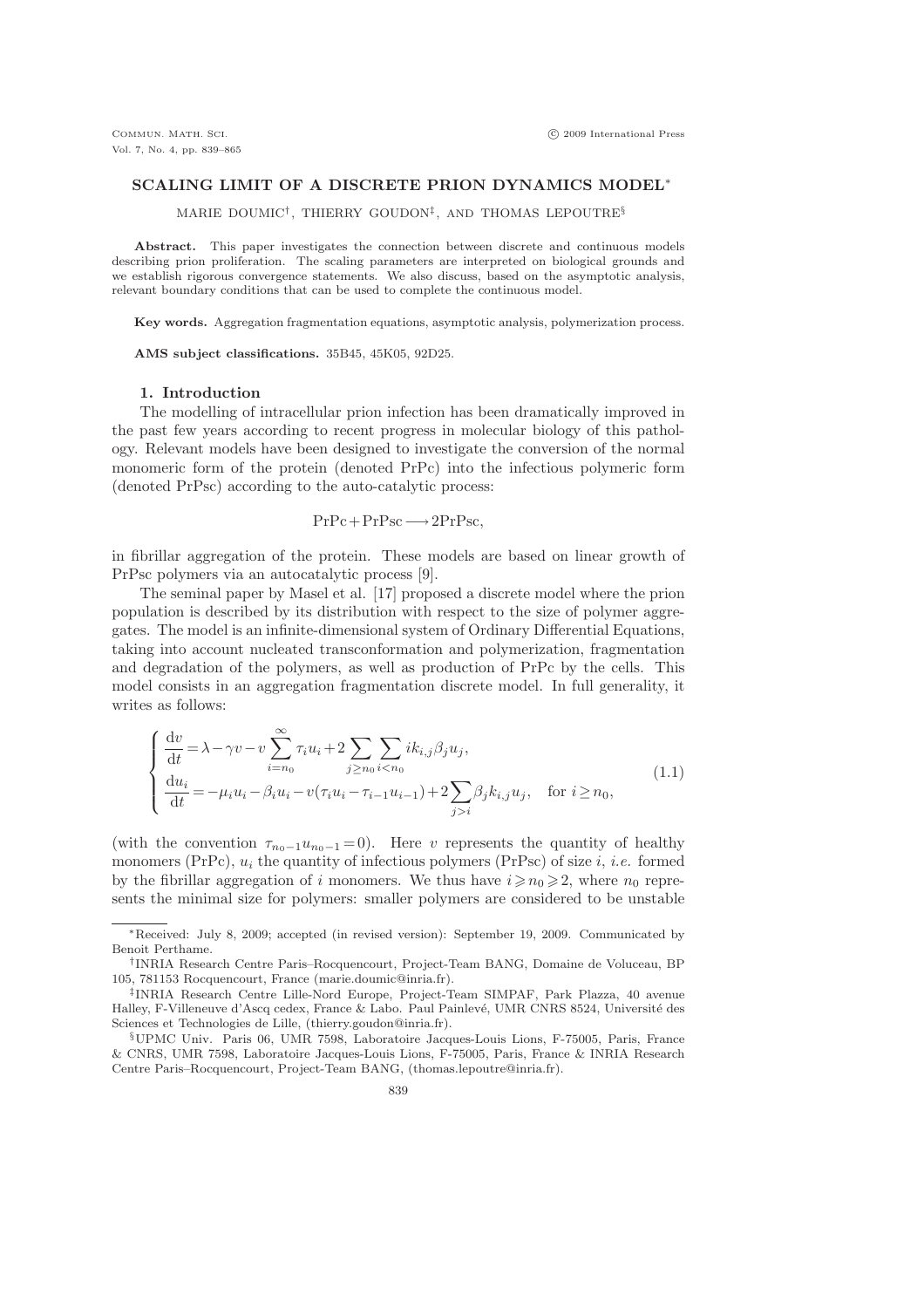# SCALING LIMIT OF A DISCRETE PRION DYNAMICS MODEL*

MARIE DOUMIC†, THIERRY GOUDON‡, AND THOMAS LEPOUTRE§

**Abstract.** This paper investigates the connection between discrete and continuous models describing prion proliferation. The scaling parameters are interpreted on biological grounds and we establish rigorous convergence statements. We also discuss, based on the asymptotic analysis, relevant boundary conditions that can be used to complete the continuous model.

**Key words.** Aggregation fragmentation equations, asymptotic analysis, polymerization process.

**AMS subject classifications.** 35B45, 45K05, 92D25.

## 1. Introduction

The modelling of intracellular prion infection has been dramatically improved in the past few years according to recent progress in molecular biology of this pathology. Relevant models have been designed to investigate the conversion of the normal monomeric form of the protein (denoted PrPc) into the infectious polymeric form (denoted PrPsc) according to the auto-catalytic process:

$$\mathrm{PrPc} + \mathrm{PrPsc} \longrightarrow 2\mathrm{PrPsc},$$

in fibrillar aggregation of the protein. These models are based on linear growth of PrPsc polymers via an autocatalytic process [9].

The seminal paper by Masel et al. [17] proposed a discrete model where the prion population is described by its distribution with respect to the size of polymer aggregates. The model is an infinite-dimensional system of Ordinary Differential Equations, taking into account nucleated transconformation and polymerization, fragmentation and degradation of the polymers, as well as production of PrPc by the cells. This model consists in an aggregation fragmentation discrete model. In full generality, it writes as follows:

$$\begin{cases} \dfrac{\mathrm{d}v}{\mathrm{d}t} = \lambda - \gamma v - v \displaystyle\sum_{i=n_0}^{\infty} \tau_i u_i + 2 \sum_{j \geq n_0} \sum_{i < n_0} i k_{i,j} \beta_j u_j, \\ \dfrac{\mathrm{d}u_i}{\mathrm{d}t} = -\mu_i u_i - \beta_i u_i - v(\tau_i u_i - \tau_{i-1} u_{i-1}) + 2 \displaystyle\sum_{j > i} \beta_j k_{i,j} u_j, \quad \text{for } i \geq n_0, \end{cases} \tag{1.1}$$

(with the convention $\tau_{n_0-1} u_{n_0-1} = 0$). Here $v$ represents the quantity of healthy monomers (PrPc), $u_i$ the quantity of infectious polymers (PrPsc) of size $i$, *i.e.* formed by the fibrillar aggregation of $i$ monomers. We thus have $i \geqslant n_0 \geqslant 2$, where $n_0$ represents the minimal size for polymers: smaller polymers are considered to be unstable

---

*Received: July 8, 2009; accepted (in revised version): September 19, 2009. Communicated by Benoit Perthame.

†INRIA Research Centre Paris–Rocquencourt, Project-Team BANG, Domaine de Voluceau, BP 105, 781153 Rocquencourt, France (marie.doumic@inria.fr).

‡INRIA Research Centre Lille-Nord Europe, Project-Team SIMPAF, Park Plazza, 40 avenue Halley, F-Villeneuve d'Ascq cedex, France & Labo. Paul Painlevé, UMR CNRS 8524, Université des Sciences et Technologies de Lille, (thierry.goudon@inria.fr).

§UPMC Univ. Paris 06, UMR 7598, Laboratoire Jacques-Louis Lions, F-75005, Paris, France & CNRS, UMR 7598, Laboratoire Jacques-Louis Lions, F-75005, Paris, France & INRIA Research Centre Paris–Rocquencourt, Project-Team BANG, (thomas.lepoutre@inria.fr).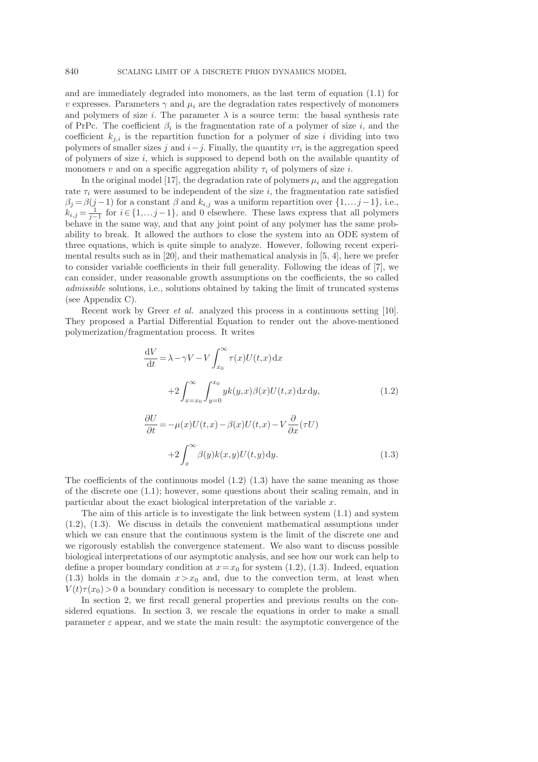and are immediately degraded into monomers, as the last term of equation (1.1) for $v$ expresses. Parameters $\gamma$ and $\mu_i$ are the degradation rates respectively of monomers and polymers of size $i$. The parameter $\lambda$ is a source term: the basal synthesis rate of PrPc. The coefficient $\beta_i$ is the fragmentation rate of a polymer of size $i$, and the coefficient $k_{j,i}$ is the repartition function for a polymer of size $i$ dividing into two polymers of smaller sizes $j$ and $i-j$. Finally, the quantity $v\tau_i$ is the aggregation speed of polymers of size $i$, which is supposed to depend both on the available quantity of monomers $v$ and on a specific aggregation ability $\tau_i$ of polymers of size $i$.

In the original model [17], the degradation rate of polymers $\mu_i$ and the aggregation rate $\tau_i$ were assumed to be independent of the size $i$, the fragmentation rate satisfied $\beta_j = \beta(j-1)$ for a constant $\beta$ and $k_{i,j}$ was a uniform repartition over $\{1,\dots j-1\}$, i.e., $k_{i,j} = \frac{1}{j-1}$ for $i \in \{1,\dots j-1\}$, and 0 elsewhere. These laws express that all polymers behave in the same way, and that any joint point of any polymer has the same probability to break. It allowed the authors to close the system into an ODE system of three equations, which is quite simple to analyze. However, following recent experimental results such as in [20], and their mathematical analysis in [5, 4], here we prefer to consider variable coefficients in their full generality. Following the ideas of [7], we can consider, under reasonable growth assumptions on the coefficients, the so called *admissible* solutions, i.e., solutions obtained by taking the limit of truncated systems (see Appendix C).

Recent work by Greer *et al.* analyzed this process in a continuous setting [10]. They proposed a Partial Differential Equation to render out the above-mentioned polymerization/fragmentation process. It writes

$$
\frac{\mathrm{d}V}{\mathrm{d}t} = \lambda - \gamma V - V\int_{x_0}^{\infty} \tau(x) U(t,x)\,\mathrm{d}x + 2\int_{x=x_0}^{\infty}\int_{y=0}^{x_0} y k(y,x)\beta(x) U(t,x)\,\mathrm{d}x\,\mathrm{d}y, \tag{1.2}
$$

$$
\frac{\partial U}{\partial t} = -\mu(x)U(t,x) - \beta(x)U(t,x) - V\frac{\partial}{\partial x}(\tau U) + 2\int_{x}^{\infty} \beta(y) k(x,y) U(t,y)\,\mathrm{d}y. \tag{1.3}
$$

The coefficients of the continuous model (1.2) (1.3) have the same meaning as those of the discrete one (1.1); however, some questions about their scaling remain, and in particular about the exact biological interpretation of the variable $x$.

The aim of this article is to investigate the link between system (1.1) and system (1.2), (1.3). We discuss in details the convenient mathematical assumptions under which we can ensure that the continuous system is the limit of the discrete one and we rigorously establish the convergence statement. We also want to discuss possible biological interpretations of our asymptotic analysis, and see how our work can help to define a proper boundary condition at $x = x_0$ for system (1.2), (1.3). Indeed, equation (1.3) holds in the domain $x > x_0$ and, due to the convection term, at least when $V(t)\tau(x_0) > 0$ a boundary condition is necessary to complete the problem.

In section 2, we first recall general properties and previous results on the considered equations. In section 3, we rescale the equations in order to make a small parameter $\varepsilon$ appear, and we state the main result: the asymptotic convergence of the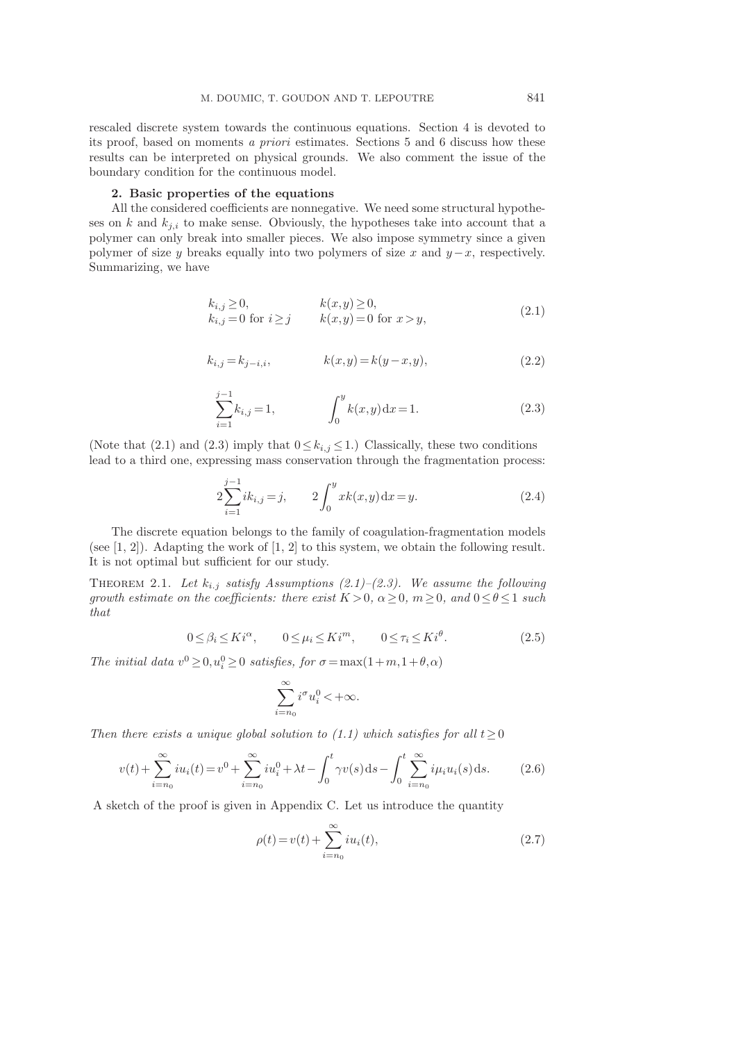rescaled discrete system towards the continuous equations. Section 4 is devoted to its proof, based on moments *a priori* estimates. Sections 5 and 6 discuss how these results can be interpreted on physical grounds. We also comment the issue of the boundary condition for the continuous model.

## 2. Basic properties of the equations

All the considered coefficients are nonnegative. We need some structural hypotheses on $k$ and $k_{j,i}$ to make sense. Obviously, the hypotheses take into account that a polymer can only break into smaller pieces. We also impose symmetry since a given polymer of size $y$ breaks equally into two polymers of size $x$ and $y-x$, respectively. Summarizing, we have

$$
\begin{array}{ll}
k_{i,j} \geq 0, & k(x,y) \geq 0, \\
k_{i,j} = 0 \text{ for } i \geq j & k(x,y) = 0 \text{ for } x > y,
\end{array}
\tag{2.1}
$$

$$
k_{i,j} = k_{j-i,i}, \qquad\qquad k(x,y) = k(y-x,y), \tag{2.2}
$$

$$
\sum_{i=1}^{j-1} k_{i,j} = 1, \qquad\qquad \int_0^y k(x,y)\,\mathrm{d}x = 1. \tag{2.3}
$$

(Note that (2.1) and (2.3) imply that $0 \leq k_{i,j} \leq 1$.) Classically, these two conditions lead to a third one, expressing mass conservation through the fragmentation process:

$$
2\sum_{i=1}^{j-1} i k_{i,j} = j, \qquad 2\int_0^y x k(x,y)\,\mathrm{d}x = y. \tag{2.4}
$$

The discrete equation belongs to the family of coagulation-fragmentation models (see [1, 2]). Adapting the work of [1, 2] to this system, we obtain the following result. It is not optimal but sufficient for our study.

**Theorem 2.1.** *Let $k_{i,j}$ satisfy Assumptions (2.1)–(2.3). We assume the following growth estimate on the coefficients: there exist $K > 0$, $\alpha \geq 0$, $m \geq 0$, and $0 \leq \theta \leq 1$ such that*

$$
0 \leq \beta_i \leq K i^{\alpha}, \qquad 0 \leq \mu_i \leq K i^{m}, \qquad 0 \leq \tau_i \leq K i^{\theta}. \tag{2.5}
$$

*The initial data $v^0 \geq 0, u_i^0 \geq 0$ satisfies, for $\sigma = \max(1+m, 1+\theta, \alpha)$*

$$
\sum_{i=n_0}^{\infty} i^{\sigma} u_i^0 < +\infty.
$$

*Then there exists a unique global solution to (1.1) which satisfies for all $t \geq 0$*

$$
v(t) + \sum_{i=n_0}^{\infty} i u_i(t) = v^0 + \sum_{i=n_0}^{\infty} i u_i^0 + \lambda t - \int_0^t \gamma v(s)\,\mathrm{d}s - \int_0^t \sum_{i=n_0}^{\infty} i \mu_i u_i(s)\,\mathrm{d}s. \tag{2.6}
$$

A sketch of the proof is given in Appendix C. Let us introduce the quantity

$$
\rho(t) = v(t) + \sum_{i=n_0}^{\infty} i u_i(t), \tag{2.7}
$$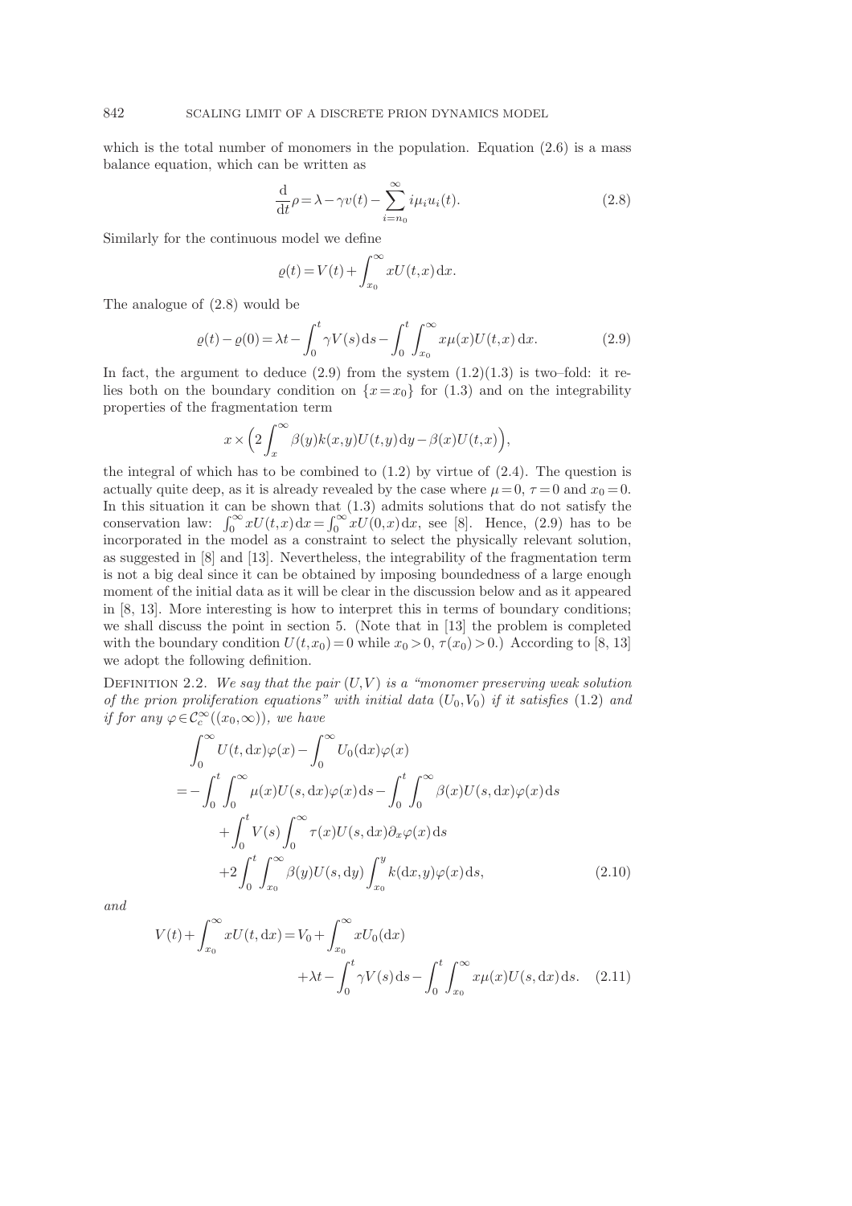which is the total number of monomers in the population. Equation (2.6) is a mass balance equation, which can be written as

$$\frac{\mathrm{d}}{\mathrm{d}t}\rho = \lambda - \gamma v(t) - \sum_{i=n_0}^{\infty} i\mu_i u_i(t). \tag{2.8}$$

Similarly for the continuous model we define

$$\varrho(t) = V(t) + \int_{x_0}^{\infty} xU(t,x)\,\mathrm{d}x.$$

The analogue of (2.8) would be

$$\varrho(t) - \varrho(0) = \lambda t - \int_0^t \gamma V(s)\,\mathrm{d}s - \int_0^t \int_{x_0}^{\infty} x\mu(x)U(t,x)\,\mathrm{d}x. \tag{2.9}$$

In fact, the argument to deduce (2.9) from the system (1.2)(1.3) is two–fold: it relies both on the boundary condition on $\{x = x_0\}$ for (1.3) and on the integrability properties of the fragmentation term

$$x \times \Big(2\int_x^{\infty} \beta(y)k(x,y)U(t,y)\,\mathrm{d}y - \beta(x)U(t,x)\Big),$$

the integral of which has to be combined to (1.2) by virtue of (2.4). The question is actually quite deep, as it is already revealed by the case where $\mu = 0$, $\tau = 0$ and $x_0 = 0$. In this situation it can be shown that (1.3) admits solutions that do not satisfy the conservation law: $\int_0^{\infty} xU(t,x)\,\mathrm{d}x = \int_0^{\infty} xU(0,x)\,\mathrm{d}x$, see [8]. Hence, (2.9) has to be incorporated in the model as a constraint to select the physically relevant solution, as suggested in [8] and [13]. Nevertheless, the integrability of the fragmentation term is not a big deal since it can be obtained by imposing boundedness of a large enough moment of the initial data as it will be clear in the discussion below and as it appeared in [8, 13]. More interesting is how to interpret this in terms of boundary conditions; we shall discuss the point in section 5. (Note that in [13] the problem is completed with the boundary condition $U(t,x_0) = 0$ while $x_0 > 0$, $\tau(x_0) > 0$.) According to [8, 13] we adopt the following definition.

Definition 2.2. *We say that the pair $(U,V)$ is a "monomer preserving weak solution of the prion proliferation equations" with initial data $(U_0,V_0)$ if it satisfies (1.2) and if for any $\varphi \in \mathcal{C}_c^{\infty}((x_0,\infty))$, we have*

$$\begin{aligned}
&\int_0^{\infty} U(t,\mathrm{d}x)\varphi(x) - \int_0^{\infty} U_0(\mathrm{d}x)\varphi(x) \\
&= -\int_0^t \int_0^{\infty} \mu(x)U(s,\mathrm{d}x)\varphi(x)\,\mathrm{d}s - \int_0^t \int_0^{\infty} \beta(x)U(s,\mathrm{d}x)\varphi(x)\,\mathrm{d}s \\
&\quad + \int_0^t V(s)\int_0^{\infty} \tau(x)U(s,\mathrm{d}x)\partial_x\varphi(x)\,\mathrm{d}s \\
&\quad + 2\int_0^t \int_{x_0}^{\infty} \beta(y)U(s,\mathrm{d}y)\int_{x_0}^{y} k(\mathrm{d}x,y)\varphi(x)\,\mathrm{d}s,
\end{aligned} \tag{2.10}$$

*and*

$$\begin{aligned}
V(t) + \int_{x_0}^{\infty} xU(t,\mathrm{d}x) &= V_0 + \int_{x_0}^{\infty} xU_0(\mathrm{d}x) \\
&\quad + \lambda t - \int_0^t \gamma V(s)\,\mathrm{d}s - \int_0^t \int_{x_0}^{\infty} x\mu(x)U(s,\mathrm{d}x)\,\mathrm{d}s.
\end{aligned} \tag{2.11}$$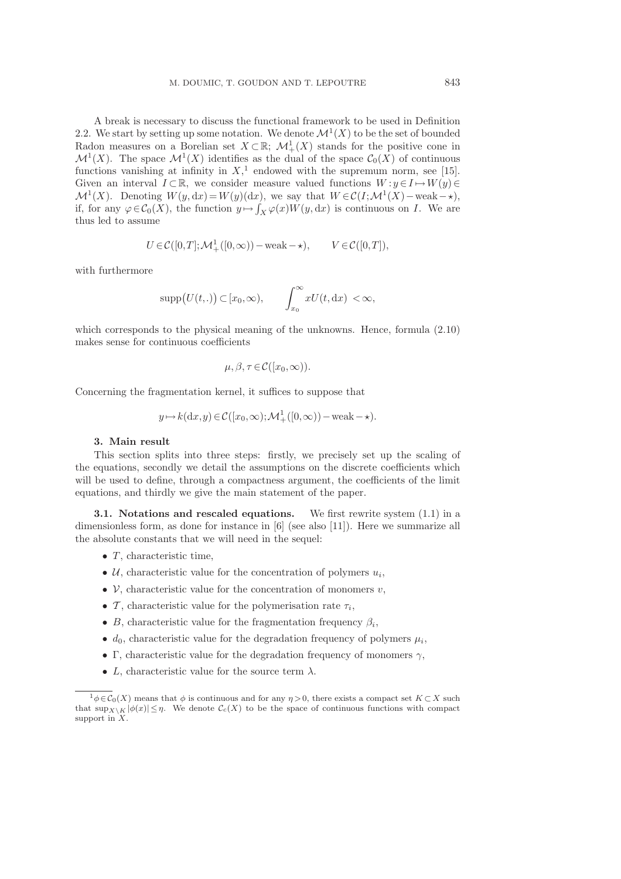A break is necessary to discuss the functional framework to be used in Definition 2.2. We start by setting up some notation. We denote $\mathcal{M}^1(X)$ to be the set of bounded Radon measures on a Borelian set $X \subset \mathbb{R}$; $\mathcal{M}^1_+(X)$ stands for the positive cone in $\mathcal{M}^1(X)$. The space $\mathcal{M}^1(X)$ identifies as the dual of the space $\mathcal{C}_0(X)$ of continuous functions vanishing at infinity in $X$,[1] endowed with the supremum norm, see [15]. Given an interval $I \subset \mathbb{R}$, we consider measure valued functions $W : y \in I \mapsto W(y) \in \mathcal{M}^1(X)$. Denoting $W(y, \mathrm{d}x) = W(y)(\mathrm{d}x)$, we say that $W \in \mathcal{C}(I; \mathcal{M}^1(X) - \mathrm{weak} - \star)$, if, for any $\varphi \in \mathcal{C}_0(X)$, the function $y \mapsto \int_X \varphi(x) W(y, \mathrm{d}x)$ is continuous on $I$. We are thus led to assume

$$U \in \mathcal{C}([0,T]; \mathcal{M}^1_+([0,\infty)) - \mathrm{weak} - \star), \qquad V \in \mathcal{C}([0,T]),$$

with furthermore

$$\mathrm{supp}\big(U(t,.)\big) \subset [x_0, \infty), \qquad \int_{x_0}^{\infty} x U(t, \mathrm{d}x) < \infty,$$

which corresponds to the physical meaning of the unknowns. Hence, formula (2.10) makes sense for continuous coefficients

$$\mu, \beta, \tau \in \mathcal{C}([x_0, \infty)).$$

Concerning the fragmentation kernel, it suffices to suppose that

$$y \mapsto k(\mathrm{d}x, y) \in \mathcal{C}([x_0, \infty); \mathcal{M}^1_+([0,\infty)) - \mathrm{weak} - \star).$$

## 3. Main result

This section splits into three steps: firstly, we precisely set up the scaling of the equations, secondly we detail the assumptions on the discrete coefficients which will be used to define, through a compactness argument, the coefficients of the limit equations, and thirdly we give the main statement of the paper.

### 3.1. Notations and rescaled equations.

We first rewrite system (1.1) in a dimensionless form, as done for instance in [6] (see also [11]). Here we summarize all the absolute constants that we will need in the sequel:

- $T$, characteristic time,
- $\mathcal{U}$, characteristic value for the concentration of polymers $u_i$,
- $\mathcal{V}$, characteristic value for the concentration of monomers $v$,
- $\mathcal{T}$, characteristic value for the polymerisation rate $\tau_i$,
- $B$, characteristic value for the fragmentation frequency $\beta_i$,
- $d_0$, characteristic value for the degradation frequency of polymers $\mu_i$,
- $\Gamma$, characteristic value for the degradation frequency of monomers $\gamma$,
- $L$, characteristic value for the source term $\lambda$.

---

[1] $\phi \in \mathcal{C}_0(X)$ means that $\phi$ is continuous and for any $\eta > 0$, there exists a compact set $K \subset X$ such that $\sup_{X \setminus K} |\phi(x)| \leq \eta$. We denote $\mathcal{C}_c(X)$ to be the space of continuous functions with compact support in $X$.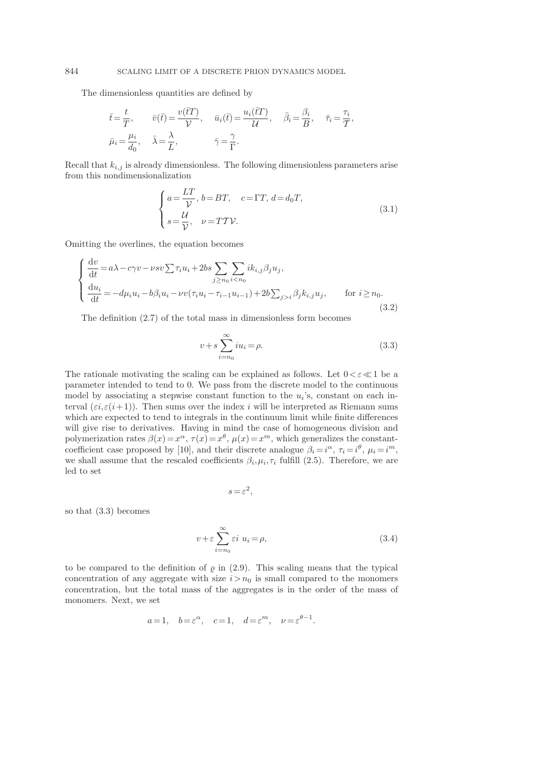The dimensionless quantities are defined by

$$\bar{t} = \frac{t}{T}, \qquad \bar{v}(\bar{t}) = \frac{v(\bar{t}T)}{\mathcal{V}}, \qquad \bar{u}_i(\bar{t}) = \frac{u_i(\bar{t}T)}{\mathcal{U}}, \qquad \bar{\beta}_i = \frac{\beta_i}{B}, \qquad \bar{\tau}_i = \frac{\tau_i}{\mathcal{T}},$$

$$\bar{\mu}_i = \frac{\mu_i}{d_0}, \qquad \bar{\lambda} = \frac{\lambda}{L}, \qquad \bar{\gamma} = \frac{\gamma}{\Gamma}.$$

Recall that $k_{i,j}$ is already dimensionless. The following dimensionless parameters arise from this nondimensionalization

$$\begin{cases} a = \dfrac{LT}{\mathcal{V}}, \; b = BT, \quad c = \Gamma T, \; d = d_0 T, \\ s = \dfrac{\mathcal{U}}{\mathcal{V}}, \quad \nu = T\mathcal{T}\mathcal{V}. \end{cases} \tag{3.1}$$

Omitting the overlines, the equation becomes

$$\begin{cases} \dfrac{\mathrm{d}v}{\mathrm{d}t} = a\lambda - c\gamma v - \nu s v \sum \tau_i u_i + 2bs \displaystyle\sum_{j \geq n_0} \sum_{i < n_0} i k_{i,j} \beta_j u_j, \\ \dfrac{\mathrm{d}u_i}{\mathrm{d}t} = -d\mu_i u_i - b\beta_i u_i - \nu v(\tau_i u_i - \tau_{i-1} u_{i-1}) + 2b \sum_{j > i} \beta_j k_{i,j} u_j, \qquad \text{for } i \geq n_0. \end{cases} \tag{3.2}$$

The definition (2.7) of the total mass in dimensionless form becomes

$$v + s \sum_{i=n_0}^{\infty} i u_i = \rho. \tag{3.3}$$

The rationale motivating the scaling can be explained as follows. Let $0 < \varepsilon \ll 1$ be a parameter intended to tend to 0. We pass from the discrete model to the continuous model by associating a stepwise constant function to the $u_i$'s, constant on each interval $(\varepsilon i, \varepsilon(i+1))$. Then sums over the index $i$ will be interpreted as Riemann sums which are expected to tend to integrals in the continuum limit while finite differences will give rise to derivatives. Having in mind the case of homogeneous division and polymerization rates $\beta(x) = x^\alpha$, $\tau(x) = x^\theta$, $\mu(x) = x^m$, which generalizes the constant-coefficient case proposed by [10], and their discrete analogue $\beta_i = i^\alpha$, $\tau_i = i^\theta$, $\mu_i = i^m$, we shall assume that the rescaled coefficients $\beta_i, \mu_i, \tau_i$ fulfill (2.5). Therefore, we are led to set

$$s = \varepsilon^2,$$

so that (3.3) becomes

$$v + \varepsilon \sum_{i=n_0}^{\infty} \varepsilon i \; u_i = \rho, \tag{3.4}$$

to be compared to the definition of $\varrho$ in (2.9). This scaling means that the typical concentration of any aggregate with size $i > n_0$ is small compared to the monomers concentration, but the total mass of the aggregates is in the order of the mass of monomers. Next, we set

$$a = 1, \quad b = \varepsilon^\alpha, \quad c = 1, \quad d = \varepsilon^m, \quad \nu = \varepsilon^{\theta - 1}.$$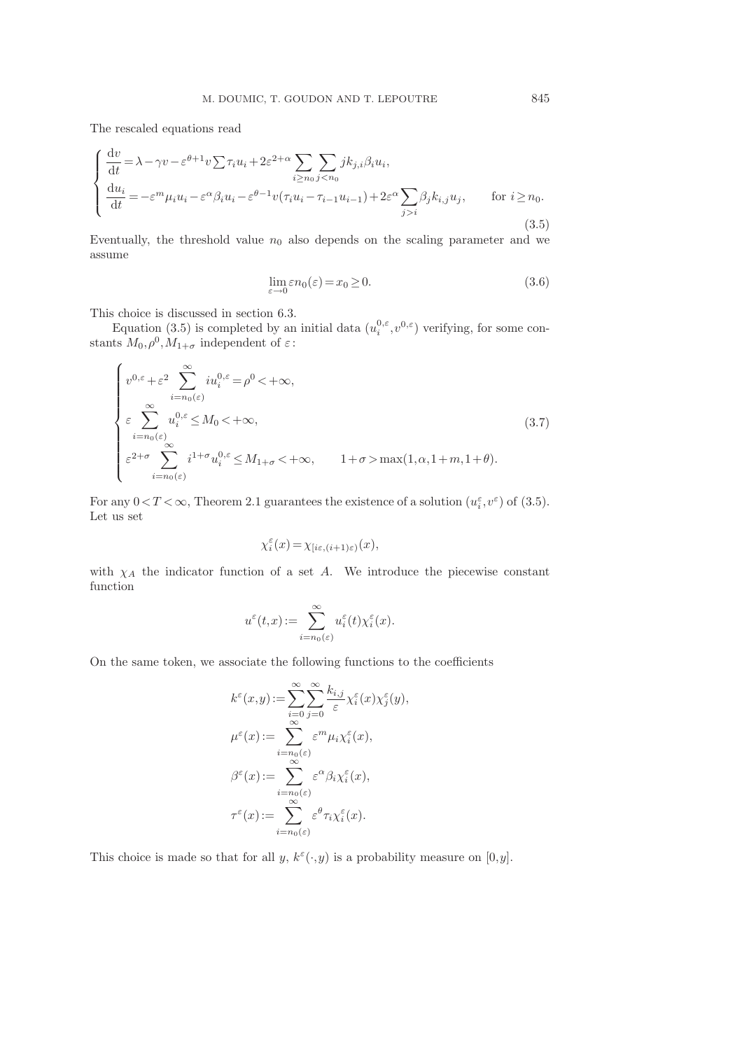The rescaled equations read

$$
\begin{cases}
\dfrac{\mathrm{d}v}{\mathrm{d}t} = \lambda - \gamma v - \varepsilon^{\theta+1} v \sum \tau_i u_i + 2\varepsilon^{2+\alpha} \displaystyle\sum_{i \geq n_0} \sum_{j<n_0} j k_{j,i} \beta_i u_i, \\
\dfrac{\mathrm{d}u_i}{\mathrm{d}t} = -\varepsilon^m \mu_i u_i - \varepsilon^\alpha \beta_i u_i - \varepsilon^{\theta-1} v(\tau_i u_i - \tau_{i-1} u_{i-1}) + 2\varepsilon^\alpha \displaystyle\sum_{j>i} \beta_j k_{i,j} u_j, \qquad \text{for } i \geq n_0.
\end{cases}
\tag{3.5}
$$

Eventually, the threshold value $n_0$ also depends on the scaling parameter and we assume

$$
\lim_{\varepsilon \to 0} \varepsilon n_0(\varepsilon) = x_0 \geq 0. \tag{3.6}
$$

This choice is discussed in section 6.3.

Equation (3.5) is completed by an initial data $(u_i^{0,\varepsilon}, v^{0,\varepsilon})$ verifying, for some constants $M_0, \rho^0, M_{1+\sigma}$ independent of $\varepsilon$:

$$
\begin{cases}
v^{0,\varepsilon} + \varepsilon^2 \displaystyle\sum_{i=n_0(\varepsilon)}^{\infty} i u_i^{0,\varepsilon} = \rho^0 < +\infty, \\
\varepsilon \displaystyle\sum_{i=n_0(\varepsilon)}^{\infty} u_i^{0,\varepsilon} \leq M_0 < +\infty, \\
\varepsilon^{2+\sigma} \displaystyle\sum_{i=n_0(\varepsilon)}^{\infty} i^{1+\sigma} u_i^{0,\varepsilon} \leq M_{1+\sigma} < +\infty, \qquad 1+\sigma > \max(1, \alpha, 1+m, 1+\theta).
\end{cases}
\tag{3.7}
$$

For any $0 < T < \infty$, Theorem 2.1 guarantees the existence of a solution $(u_i^\varepsilon, v^\varepsilon)$ of (3.5). Let us set

$$
\chi_i^\varepsilon(x) = \chi_{[i\varepsilon,(i+1)\varepsilon)}(x),
$$

with $\chi_A$ the indicator function of a set $A$. We introduce the piecewise constant function

$$
u^\varepsilon(t,x) := \sum_{i=n_0(\varepsilon)}^{\infty} u_i^\varepsilon(t) \chi_i^\varepsilon(x).
$$

On the same token, we associate the following functions to the coefficients

$$
\begin{aligned}
k^\varepsilon(x,y) &:= \sum_{i=0}^{\infty} \sum_{j=0}^{\infty} \frac{k_{i,j}}{\varepsilon} \chi_i^\varepsilon(x) \chi_j^\varepsilon(y), \\
\mu^\varepsilon(x) &:= \sum_{i=n_0(\varepsilon)}^{\infty} \varepsilon^m \mu_i \chi_i^\varepsilon(x), \\
\beta^\varepsilon(x) &:= \sum_{i=n_0(\varepsilon)}^{\infty} \varepsilon^\alpha \beta_i \chi_i^\varepsilon(x), \\
\tau^\varepsilon(x) &:= \sum_{i=n_0(\varepsilon)}^{\infty} \varepsilon^\theta \tau_i \chi_i^\varepsilon(x).
\end{aligned}
$$

This choice is made so that for all $y$, $k^\varepsilon(\cdot, y)$ is a probability measure on $[0,y]$.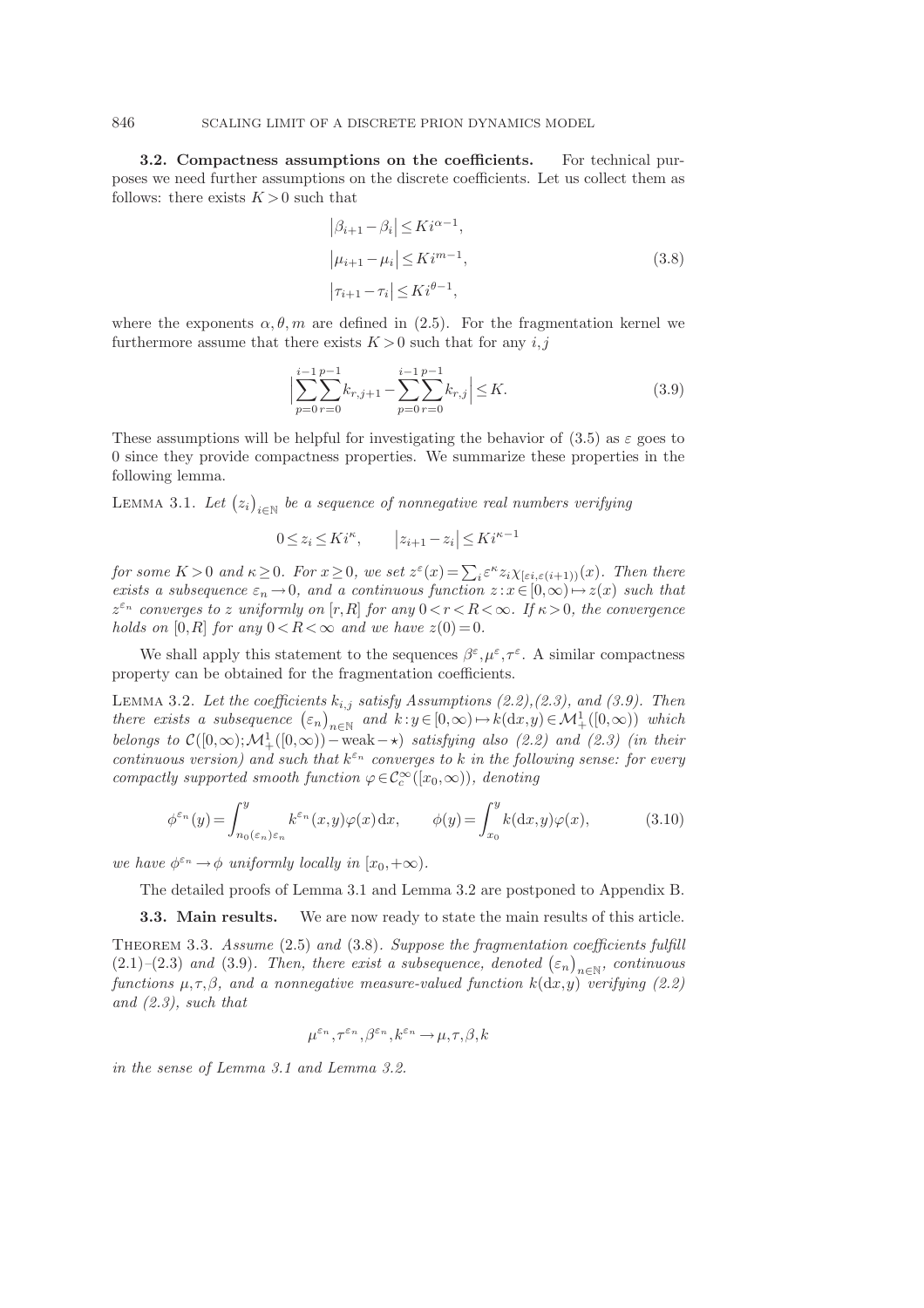**3.2. Compactness assumptions on the coefficients.** For technical purposes we need further assumptions on the discrete coefficients. Let us collect them as follows: there exists $K>0$ such that

$$
\begin{aligned}
\left|\beta_{i+1}-\beta_i\right| &\le K i^{\alpha-1},\\
\left|\mu_{i+1}-\mu_i\right| &\le K i^{m-1},\\
\left|\tau_{i+1}-\tau_i\right| &\le K i^{\theta-1},
\end{aligned}
\tag{3.8}
$$

where the exponents $\alpha,\theta,m$ are defined in (2.5). For the fragmentation kernel we furthermore assume that there exists $K>0$ such that for any $i,j$

$$
\Big|\sum_{p=0}^{i-1}\sum_{r=0}^{p-1} k_{r,j+1} - \sum_{p=0}^{i-1}\sum_{r=0}^{p-1} k_{r,j}\Big| \le K. \tag{3.9}
$$

These assumptions will be helpful for investigating the behavior of (3.5) as $\varepsilon$ goes to 0 since they provide compactness properties. We summarize these properties in the following lemma.

Lemma 3.1. *Let $(z_i)_{i\in\mathbb{N}}$ be a sequence of nonnegative real numbers verifying*

$$
0\le z_i \le K i^{\kappa}, \qquad \left|z_{i+1}-z_i\right| \le K i^{\kappa-1}
$$

*for some $K>0$ and $\kappa\ge 0$. For $x\ge 0$, we set $z^\varepsilon(x)=\sum_i \varepsilon^\kappa z_i \chi_{[\varepsilon i,\varepsilon(i+1))}(x)$. Then there exists a subsequence $\varepsilon_n\to 0$, and a continuous function $z: x\in[0,\infty)\mapsto z(x)$ such that $z^{\varepsilon_n}$ converges to $z$ uniformly on $[r,R]$ for any $0<r<R<\infty$. If $\kappa>0$, the convergence holds on $[0,R]$ for any $0<R<\infty$ and we have $z(0)=0$.*

We shall apply this statement to the sequences $\beta^\varepsilon,\mu^\varepsilon,\tau^\varepsilon$. A similar compactness property can be obtained for the fragmentation coefficients.

Lemma 3.2. *Let the coefficients $k_{i,j}$ satisfy Assumptions (2.2),(2.3), and (3.9). Then there exists a subsequence $(\varepsilon_n)_{n\in\mathbb{N}}$ and $k: y\in[0,\infty)\mapsto k(\mathrm{d}x,y)\in\mathcal{M}_+^1([0,\infty))$ which belongs to $\mathcal{C}([0,\infty);\mathcal{M}_+^1([0,\infty))-\mathrm{weak}-\star)$ satisfying also (2.2) and (2.3) (in their continuous version) and such that $k^{\varepsilon_n}$ converges to $k$ in the following sense: for every compactly supported smooth function $\varphi\in\mathcal{C}_c^\infty([x_0,\infty))$, denoting*

$$
\phi^{\varepsilon_n}(y)=\int_{n_0(\varepsilon_n)\varepsilon_n}^{y} k^{\varepsilon_n}(x,y)\varphi(x)\,\mathrm{d}x, \qquad \phi(y)=\int_{x_0}^{y} k(\mathrm{d}x,y)\varphi(x), \tag{3.10}
$$

*we have $\phi^{\varepsilon_n}\to\phi$ uniformly locally in $[x_0,+\infty)$.*

The detailed proofs of Lemma 3.1 and Lemma 3.2 are postponed to Appendix B.

**3.3. Main results.** We are now ready to state the main results of this article.

Theorem 3.3. *Assume* (2.5) *and* (3.8)*. Suppose the fragmentation coefficients fulfill* (2.1)–(2.3) *and* (3.9)*. Then, there exist a subsequence, denoted $(\varepsilon_n)_{n\in\mathbb{N}}$, continuous functions $\mu,\tau,\beta$, and a nonnegative measure-valued function $k(\mathrm{d}x,y)$ verifying (2.2) and (2.3), such that*

$$
\mu^{\varepsilon_n},\tau^{\varepsilon_n},\beta^{\varepsilon_n},k^{\varepsilon_n}\to\mu,\tau,\beta,k
$$

*in the sense of Lemma 3.1 and Lemma 3.2.*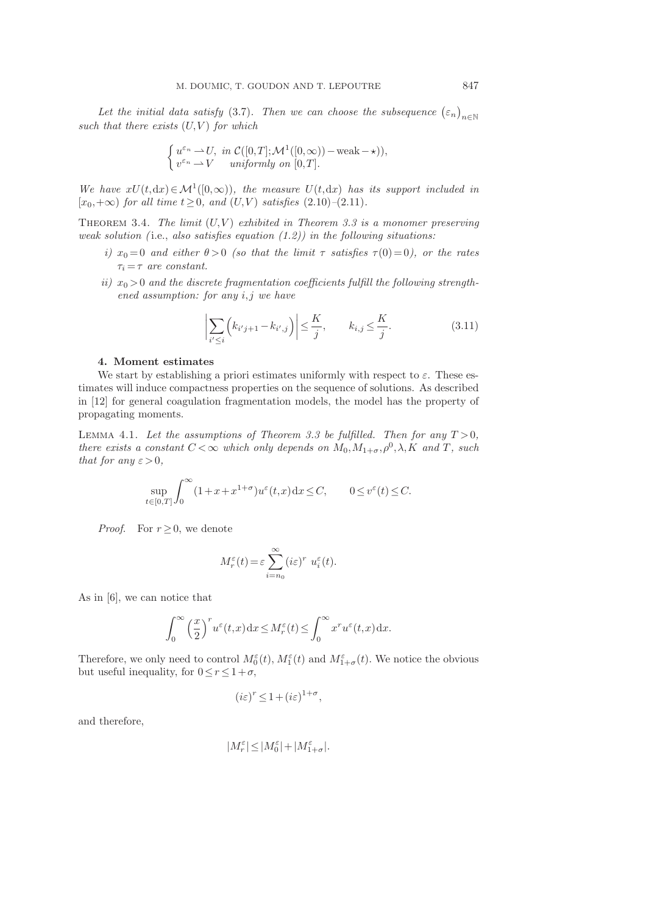*Let the initial data satisfy* (3.7). *Then we can choose the subsequence* $\left(\varepsilon_n\right)_{n\in\mathbb{N}}$ *such that there exists* $(U,V)$ *for which*

$$\begin{cases} u^{\varepsilon_n} \rightharpoonup U, \text{ in } \mathcal{C}([0,T];\mathcal{M}^1([0,\infty))-\text{weak}-\star)),\\ v^{\varepsilon_n} \rightharpoonup V \quad \text{ uniformly on } [0,T]. \end{cases}$$

*We have* $xU(t,\mathrm{d}x)\in\mathcal{M}^1([0,\infty))$*, the measure* $U(t,\mathrm{d}x)$ *has its support included in* $[x_0,+\infty)$ *for all time* $t\geq 0$*, and* $(U,V)$ *satisfies* (2.10)–(2.11).

Theorem 3.4. *The limit* $(U,V)$ *exhibited in Theorem 3.3 is a monomer preserving weak solution (*i.e.*, also satisfies equation (1.2)) in the following situations:*

*i)* $x_0=0$ *and either* $\theta>0$ *(so that the limit* $\tau$ *satisfies* $\tau(0)=0$*), or the rates* $\tau_i=\tau$ *are constant.*

*ii)* $x_0>0$ *and the discrete fragmentation coefficients fulfill the following strengthened assumption: for any* $i,j$ *we have*

$$\left|\sum_{i'\leq i}\left(k_{i'j+1}-k_{i',j}\right)\right|\leq\frac{K}{j},\qquad k_{i,j}\leq\frac{K}{j}. \tag{3.11}$$

## 4. Moment estimates

We start by establishing a priori estimates uniformly with respect to $\varepsilon$. These estimates will induce compactness properties on the sequence of solutions. As described in [12] for general coagulation fragmentation models, the model has the property of propagating moments.

Lemma 4.1. *Let the assumptions of Theorem 3.3 be fulfilled. Then for any* $T>0$*, there exists a constant* $C<\infty$ *which only depends on* $M_0,M_{1+\sigma},\rho^0,\lambda,K$ *and* $T$*, such that for any* $\varepsilon>0$*,*

$$\sup_{t\in[0,T]}\int_0^\infty(1+x+x^{1+\sigma})u^\varepsilon(t,x)\,\mathrm{d}x\leq C,\qquad 0\leq v^\varepsilon(t)\leq C.$$

*Proof.* For $r\geq 0$, we denote

$$M_r^\varepsilon(t)=\varepsilon\sum_{i=n_0}^\infty(i\varepsilon)^r\;u_i^\varepsilon(t).$$

As in [6], we can notice that

$$\int_0^\infty\left(\frac{x}{2}\right)^r u^\varepsilon(t,x)\,\mathrm{d}x\leq M_r^\varepsilon(t)\leq\int_0^\infty x^r u^\varepsilon(t,x)\,\mathrm{d}x.$$

Therefore, we only need to control $M_0^\varepsilon(t)$, $M_1^\varepsilon(t)$ and $M_{1+\sigma}^\varepsilon(t)$. We notice the obvious but useful inequality, for $0\leq r\leq 1+\sigma$,

$$(i\varepsilon)^r\leq 1+(i\varepsilon)^{1+\sigma},$$

and therefore,

$$|M_r^\varepsilon|\leq|M_0^\varepsilon|+|M_{1+\sigma}^\varepsilon|.$$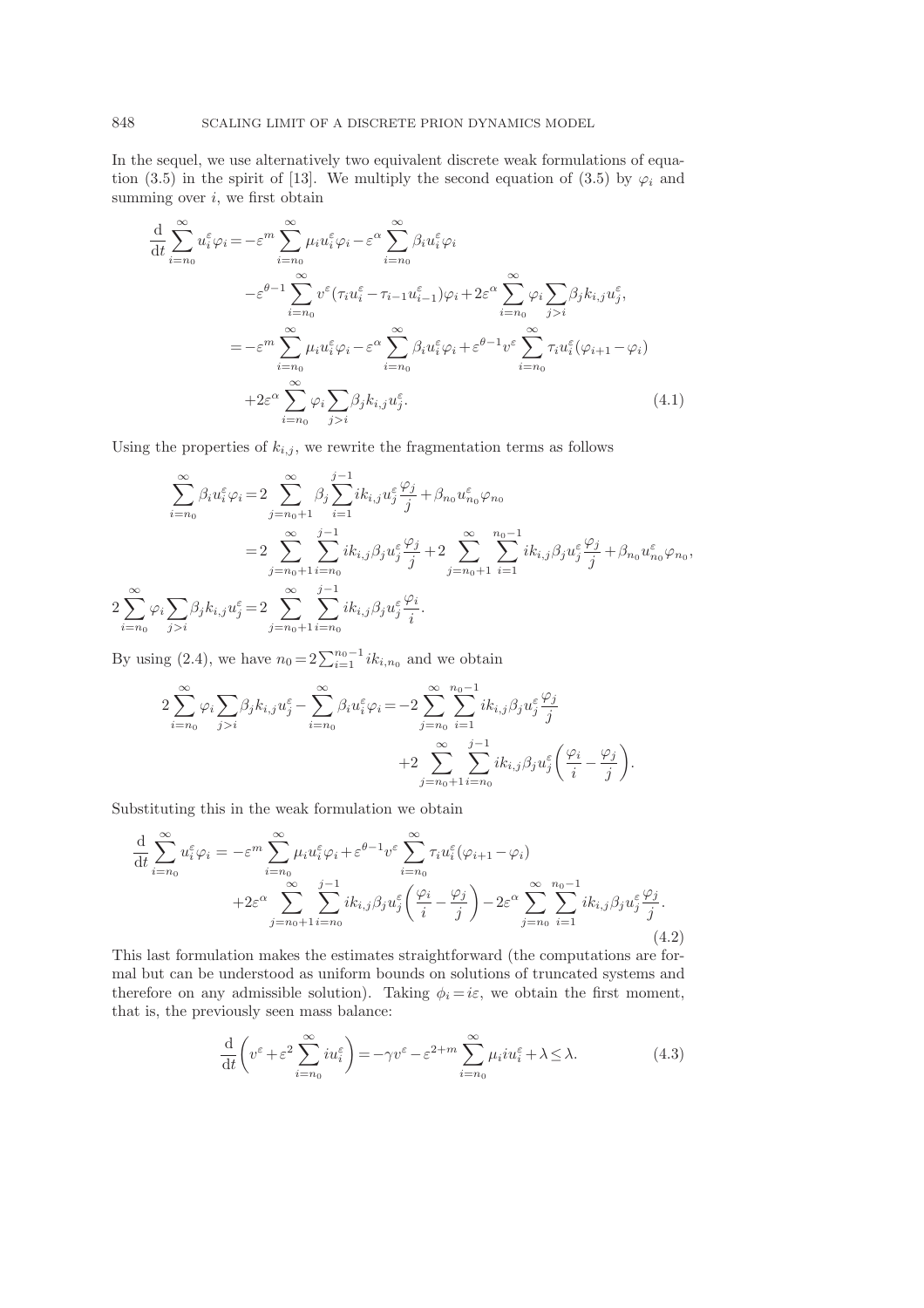In the sequel, we use alternatively two equivalent discrete weak formulations of equation (3.5) in the spirit of [13]. We multiply the second equation of (3.5) by $\varphi_i$ and summing over $i$, we first obtain

$$
\begin{aligned}
\frac{\mathrm{d}}{\mathrm{d}t}\sum_{i=n_0}^{\infty} u_i^\varepsilon \varphi_i =& -\varepsilon^m \sum_{i=n_0}^{\infty} \mu_i u_i^\varepsilon \varphi_i - \varepsilon^\alpha \sum_{i=n_0}^{\infty} \beta_i u_i^\varepsilon \varphi_i \\
& - \varepsilon^{\theta-1} \sum_{i=n_0}^{\infty} v^\varepsilon (\tau_i u_i^\varepsilon - \tau_{i-1} u_{i-1}^\varepsilon)\varphi_i + 2\varepsilon^\alpha \sum_{i=n_0}^{\infty} \varphi_i \sum_{j>i} \beta_j k_{i,j} u_j^\varepsilon, \\
=& -\varepsilon^m \sum_{i=n_0}^{\infty} \mu_i u_i^\varepsilon \varphi_i - \varepsilon^\alpha \sum_{i=n_0}^{\infty} \beta_i u_i^\varepsilon \varphi_i + \varepsilon^{\theta-1} v^\varepsilon \sum_{i=n_0}^{\infty} \tau_i u_i^\varepsilon (\varphi_{i+1} - \varphi_i) \\
& + 2\varepsilon^\alpha \sum_{i=n_0}^{\infty} \varphi_i \sum_{j>i} \beta_j k_{i,j} u_j^\varepsilon. \qquad (4.1)
\end{aligned}
$$

Using the properties of $k_{i,j}$, we rewrite the fragmentation terms as follows

$$
\begin{aligned}
\sum_{i=n_0}^{\infty} \beta_i u_i^\varepsilon \varphi_i =& \, 2 \sum_{j=n_0+1}^{\infty} \beta_j \sum_{i=1}^{j-1} i k_{i,j} u_j^\varepsilon \frac{\varphi_j}{j} + \beta_{n_0} u_{n_0}^\varepsilon \varphi_{n_0} \\
=& \, 2 \sum_{j=n_0+1}^{\infty} \sum_{i=n_0}^{j-1} i k_{i,j} \beta_j u_j^\varepsilon \frac{\varphi_j}{j} + 2 \sum_{j=n_0+1}^{\infty} \sum_{i=1}^{n_0-1} i k_{i,j} \beta_j u_j^\varepsilon \frac{\varphi_j}{j} + \beta_{n_0} u_{n_0}^\varepsilon \varphi_{n_0}, \\
2\sum_{i=n_0}^{\infty} \varphi_i \sum_{j>i} \beta_j k_{i,j} u_j^\varepsilon =& \, 2 \sum_{j=n_0+1}^{\infty} \sum_{i=n_0}^{j-1} i k_{i,j} \beta_j u_j^\varepsilon \frac{\varphi_i}{i}.
\end{aligned}
$$

By using (2.4), we have $n_0 = 2\sum_{i=1}^{n_0-1} i k_{i,n_0}$ and we obtain

$$
\begin{aligned}
2\sum_{i=n_0}^{\infty} \varphi_i \sum_{j>i} \beta_j k_{i,j} u_j^\varepsilon - \sum_{i=n_0}^{\infty} \beta_i u_i^\varepsilon \varphi_i =& -2 \sum_{j=n_0}^{\infty} \sum_{i=1}^{n_0-1} i k_{i,j} \beta_j u_j^\varepsilon \frac{\varphi_j}{j} \\
& + 2 \sum_{j=n_0+1}^{\infty} \sum_{i=n_0}^{j-1} i k_{i,j} \beta_j u_j^\varepsilon \left( \frac{\varphi_i}{i} - \frac{\varphi_j}{j} \right).
\end{aligned}
$$

Substituting this in the weak formulation we obtain

$$
\begin{aligned}
\frac{\mathrm{d}}{\mathrm{d}t}\sum_{i=n_0}^{\infty} u_i^\varepsilon \varphi_i =& -\varepsilon^m \sum_{i=n_0}^{\infty} \mu_i u_i^\varepsilon \varphi_i + \varepsilon^{\theta-1} v^\varepsilon \sum_{i=n_0}^{\infty} \tau_i u_i^\varepsilon (\varphi_{i+1} - \varphi_i) \\
& + 2\varepsilon^\alpha \sum_{j=n_0+1}^{\infty} \sum_{i=n_0}^{j-1} i k_{i,j} \beta_j u_j^\varepsilon \left( \frac{\varphi_i}{i} - \frac{\varphi_j}{j} \right) - 2\varepsilon^\alpha \sum_{j=n_0}^{\infty} \sum_{i=1}^{n_0-1} i k_{i,j} \beta_j u_j^\varepsilon \frac{\varphi_j}{j}.
\end{aligned} \qquad (4.2)
$$

This last formulation makes the estimates straightforward (the computations are formal but can be understood as uniform bounds on solutions of truncated systems and therefore on any admissible solution). Taking $\phi_i = i\varepsilon$, we obtain the first moment, that is, the previously seen mass balance:

$$
\frac{\mathrm{d}}{\mathrm{d}t}\left( v^\varepsilon + \varepsilon^2 \sum_{i=n_0}^{\infty} i u_i^\varepsilon \right) = -\gamma v^\varepsilon - \varepsilon^{2+m} \sum_{i=n_0}^{\infty} \mu_i i u_i^\varepsilon + \lambda \le \lambda. \qquad (4.3)
$$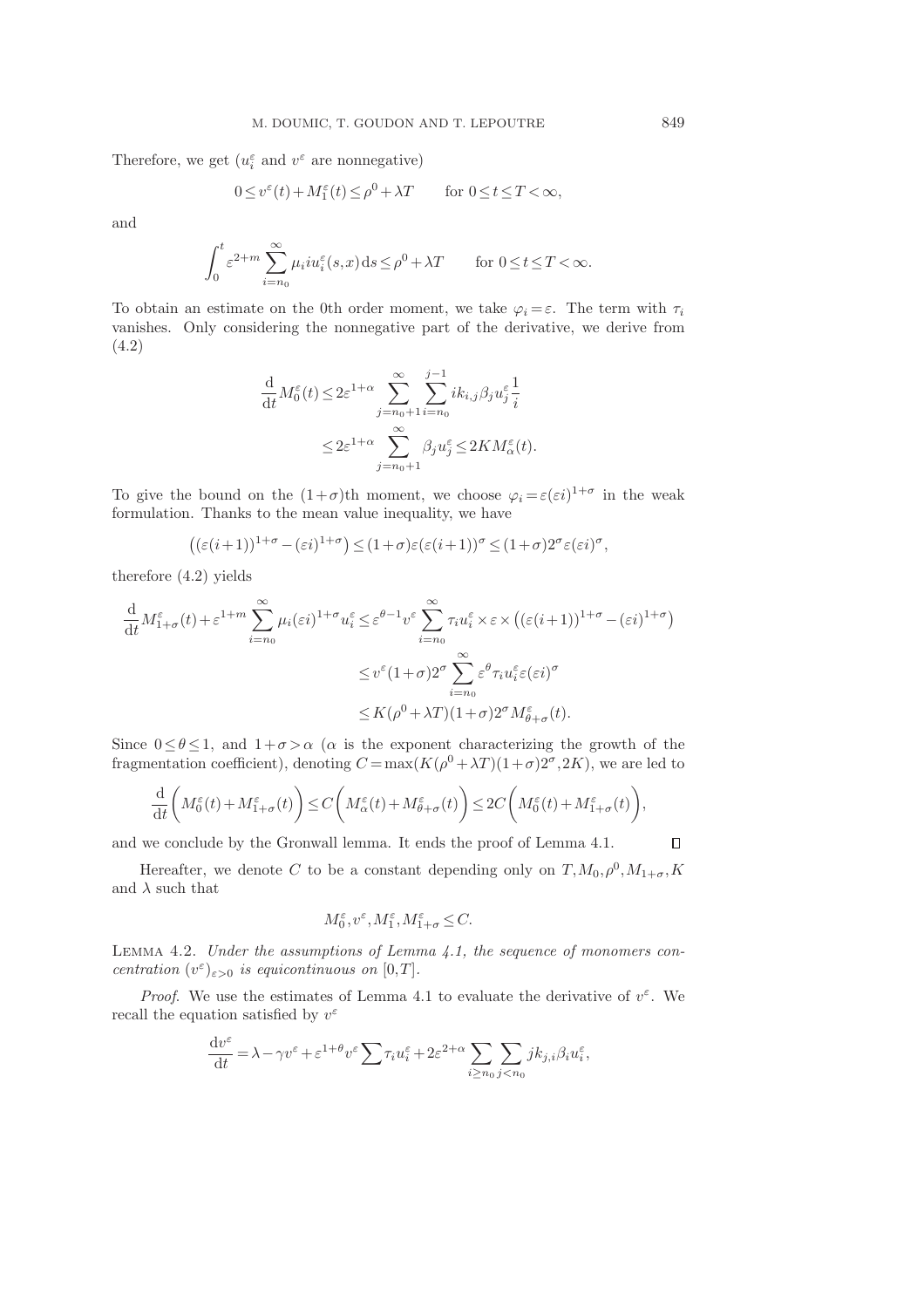Therefore, we get ($u_i^\varepsilon$ and $v^\varepsilon$ are nonnegative)

$$0 \le v^\varepsilon(t) + M_1^\varepsilon(t) \le \rho^0 + \lambda T \qquad \text{for } 0 \le t \le T < \infty,$$

and

$$\int_0^t \varepsilon^{2+m} \sum_{i=n_0}^{\infty} \mu_i i u_i^\varepsilon(s,x)\, \mathrm{d}s \le \rho^0 + \lambda T \qquad \text{for } 0 \le t \le T < \infty.$$

To obtain an estimate on the 0th order moment, we take $\varphi_i = \varepsilon$. The term with $\tau_i$ vanishes. Only considering the nonnegative part of the derivative, we derive from (4.2)

$$\begin{aligned}
\frac{\mathrm{d}}{\mathrm{d}t} M_0^\varepsilon(t) &\le 2\varepsilon^{1+\alpha} \sum_{j=n_0+1}^{\infty} \sum_{i=n_0}^{j-1} i k_{i,j} \beta_j u_j^\varepsilon \frac{1}{i} \\
&\le 2\varepsilon^{1+\alpha} \sum_{j=n_0+1}^{\infty} \beta_j u_j^\varepsilon \le 2K M_\alpha^\varepsilon(t).
\end{aligned}$$

To give the bound on the $(1+\sigma)$th moment, we choose $\varphi_i = \varepsilon(\varepsilon i)^{1+\sigma}$ in the weak formulation. Thanks to the mean value inequality, we have

$$\left((\varepsilon(i+1))^{1+\sigma} - (\varepsilon i)^{1+\sigma}\right) \le (1+\sigma)\varepsilon(\varepsilon(i+1))^\sigma \le (1+\sigma)2^\sigma \varepsilon(\varepsilon i)^\sigma,$$

therefore (4.2) yields

$$\begin{aligned}
\frac{\mathrm{d}}{\mathrm{d}t} M_{1+\sigma}^\varepsilon(t) + \varepsilon^{1+m} \sum_{i=n_0}^{\infty} \mu_i (\varepsilon i)^{1+\sigma} u_i^\varepsilon &\le \varepsilon^{\theta-1} v^\varepsilon \sum_{i=n_0}^{\infty} \tau_i u_i^\varepsilon \times \varepsilon \times \left((\varepsilon(i+1))^{1+\sigma} - (\varepsilon i)^{1+\sigma}\right) \\
&\le v^\varepsilon (1+\sigma) 2^\sigma \sum_{i=n_0}^{\infty} \varepsilon^\theta \tau_i u_i^\varepsilon \varepsilon(\varepsilon i)^\sigma \\
&\le K(\rho^0 + \lambda T)(1+\sigma)2^\sigma M_{\theta+\sigma}^\varepsilon(t).
\end{aligned}$$

Since $0 \le \theta \le 1$, and $1+\sigma > \alpha$ ($\alpha$ is the exponent characterizing the growth of the fragmentation coefficient), denoting $C = \max(K(\rho^0+\lambda T)(1+\sigma)2^\sigma, 2K)$, we are led to

$$\frac{\mathrm{d}}{\mathrm{d}t}\left(M_0^\varepsilon(t) + M_{1+\sigma}^\varepsilon(t)\right) \le C\left(M_\alpha^\varepsilon(t) + M_{\theta+\sigma}^\varepsilon(t)\right) \le 2C\left(M_0^\varepsilon(t) + M_{1+\sigma}^\varepsilon(t)\right),$$

and we conclude by the Gronwall lemma. It ends the proof of Lemma 4.1. $\square$

Hereafter, we denote $C$ to be a constant depending only on $T, M_0, \rho^0, M_{1+\sigma}, K$ and $\lambda$ such that

$$M_0^\varepsilon, v^\varepsilon, M_1^\varepsilon, M_{1+\sigma}^\varepsilon \le C.$$

**Lemma 4.2.** *Under the assumptions of Lemma 4.1, the sequence of monomers concentration $(v^\varepsilon)_{\varepsilon>0}$ is equicontinuous on $[0,T]$.*

*Proof.* We use the estimates of Lemma 4.1 to evaluate the derivative of $v^\varepsilon$. We recall the equation satisfied by $v^\varepsilon$

$$\frac{\mathrm{d}v^\varepsilon}{\mathrm{d}t} = \lambda - \gamma v^\varepsilon + \varepsilon^{1+\theta} v^\varepsilon \sum \tau_i u_i^\varepsilon + 2\varepsilon^{2+\alpha} \sum_{i \ge n_0} \sum_{j < n_0} j k_{j,i} \beta_i u_i^\varepsilon,$$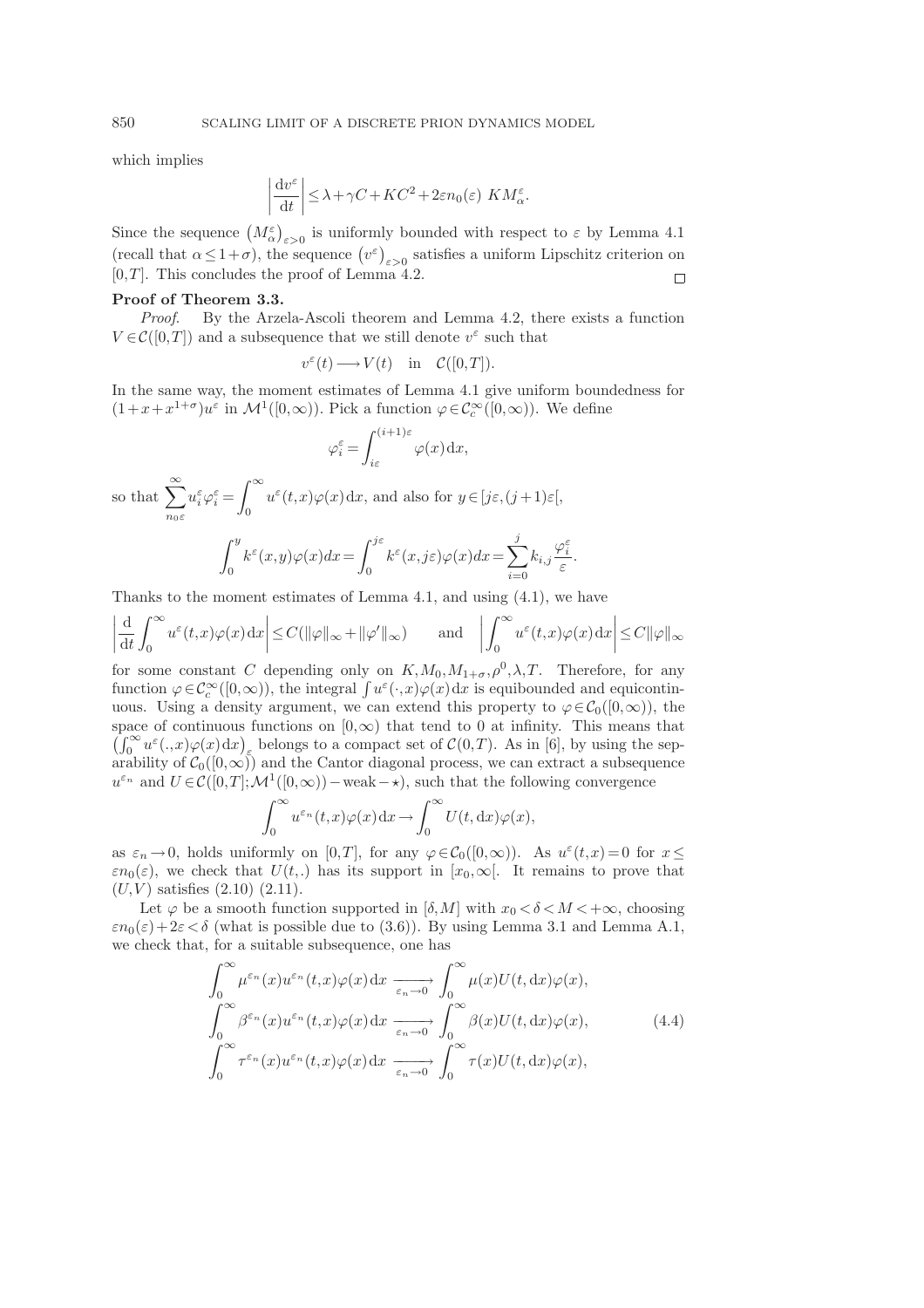which implies

$$\left|\frac{\mathrm{d}v^\varepsilon}{\mathrm{d}t}\right| \leq \lambda + \gamma C + KC^2 + 2\varepsilon n_0(\varepsilon)\ KM^\varepsilon_\alpha.$$

Since the sequence $\left(M^\varepsilon_\alpha\right)_{\varepsilon>0}$ is uniformly bounded with respect to $\varepsilon$ by Lemma 4.1 (recall that $\alpha \leq 1+\sigma$), the sequence $\left(v^\varepsilon\right)_{\varepsilon>0}$ satisfies a uniform Lipschitz criterion on $[0,T]$. This concludes the proof of Lemma 4.2. $\square$

**Proof of Theorem 3.3.**

*Proof.* By the Arzela-Ascoli theorem and Lemma 4.2, there exists a function $V \in \mathcal{C}([0,T])$ and a subsequence that we still denote $v^\varepsilon$ such that

$$v^\varepsilon(t) \longrightarrow V(t) \quad \text{in} \quad \mathcal{C}([0,T]).$$

In the same way, the moment estimates of Lemma 4.1 give uniform boundedness for $(1+x+x^{1+\sigma})u^\varepsilon$ in $\mathcal{M}^1([0,\infty))$. Pick a function $\varphi \in \mathcal{C}^\infty_c([0,\infty))$. We define

$$\varphi^\varepsilon_i = \int_{i\varepsilon}^{(i+1)\varepsilon} \varphi(x)\,\mathrm{d}x,$$

so that $\displaystyle\sum_{n_0\varepsilon}^{\infty} u^\varepsilon_i \varphi^\varepsilon_i = \int_0^\infty u^\varepsilon(t,x)\varphi(x)\,\mathrm{d}x$, and also for $y \in [j\varepsilon,(j+1)\varepsilon[$,

$$\int_0^y k^\varepsilon(x,y)\varphi(x)dx = \int_0^{j\varepsilon} k^\varepsilon(x,j\varepsilon)\varphi(x)dx = \sum_{i=0}^{j} k_{i,j}\frac{\varphi^\varepsilon_i}{\varepsilon}.$$

Thanks to the moment estimates of Lemma 4.1, and using (4.1), we have

$$\left|\frac{\mathrm{d}}{\mathrm{d}t}\int_0^\infty u^\varepsilon(t,x)\varphi(x)\,\mathrm{d}x\right| \leq C(\|\varphi\|_\infty + \|\varphi'\|_\infty) \qquad \text{and} \qquad \left|\int_0^\infty u^\varepsilon(t,x)\varphi(x)\,\mathrm{d}x\right| \leq C\|\varphi\|_\infty$$

for some constant $C$ depending only on $K, M_0, M_{1+\sigma}, \rho^0, \lambda, T$. Therefore, for any function $\varphi \in \mathcal{C}^\infty_c([0,\infty))$, the integral $\int u^\varepsilon(\cdot,x)\varphi(x)\,\mathrm{d}x$ is equibounded and equicontinuous. Using a density argument, we can extend this property to $\varphi \in \mathcal{C}_0([0,\infty))$, the space of continuous functions on $[0,\infty)$ that tend to 0 at infinity. This means that $\left(\int_0^\infty u^\varepsilon(.,x)\varphi(x)\,\mathrm{d}x\right)_\varepsilon$ belongs to a compact set of $\mathcal{C}(0,T)$. As in [6], by using the separability of $\mathcal{C}_0([0,\infty))$ and the Cantor diagonal process, we can extract a subsequence $u^{\varepsilon_n}$ and $U \in \mathcal{C}([0,T];\mathcal{M}^1([0,\infty)) - \text{weak} - \star)$, such that the following convergence

$$\int_0^\infty u^{\varepsilon_n}(t,x)\varphi(x)\,\mathrm{d}x \to \int_0^\infty U(t,\mathrm{d}x)\varphi(x),$$

as $\varepsilon_n \to 0$, holds uniformly on $[0,T]$, for any $\varphi \in \mathcal{C}_0([0,\infty))$. As $u^\varepsilon(t,x) = 0$ for $x \leq \varepsilon n_0(\varepsilon)$, we check that $U(t,.)$ has its support in $[x_0,\infty[$. It remains to prove that $(U,V)$ satisfies (2.10) (2.11).

Let $\varphi$ be a smooth function supported in $[\delta,M]$ with $x_0 < \delta < M < +\infty$, choosing $\varepsilon n_0(\varepsilon) + 2\varepsilon < \delta$ (what is possible due to (3.6)). By using Lemma 3.1 and Lemma A.1, we check that, for a suitable subsequence, one has

$$\begin{aligned}
&\int_0^\infty \mu^{\varepsilon_n}(x)u^{\varepsilon_n}(t,x)\varphi(x)\,\mathrm{d}x \xrightarrow[\varepsilon_n\to 0]{} \int_0^\infty \mu(x)U(t,\mathrm{d}x)\varphi(x),\\
&\int_0^\infty \beta^{\varepsilon_n}(x)u^{\varepsilon_n}(t,x)\varphi(x)\,\mathrm{d}x \xrightarrow[\varepsilon_n\to 0]{} \int_0^\infty \beta(x)U(t,\mathrm{d}x)\varphi(x),\\
&\int_0^\infty \tau^{\varepsilon_n}(x)u^{\varepsilon_n}(t,x)\varphi(x)\,\mathrm{d}x \xrightarrow[\varepsilon_n\to 0]{} \int_0^\infty \tau(x)U(t,\mathrm{d}x)\varphi(x),
\end{aligned} \tag{4.4}$$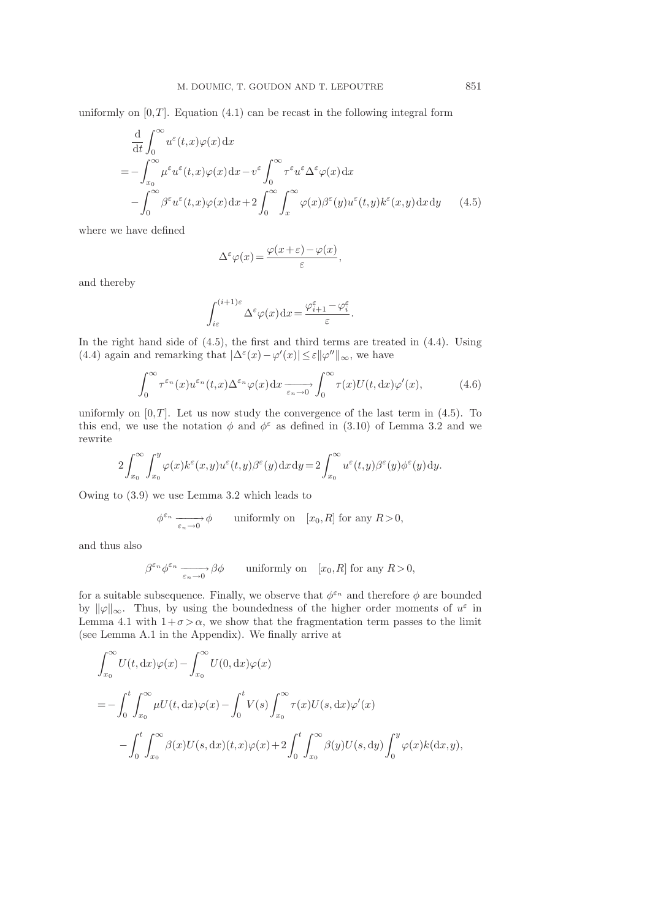uniformly on $[0,T]$. Equation (4.1) can be recast in the following integral form

$$
\begin{aligned}
&\frac{\mathrm{d}}{\mathrm{d}t}\int_0^\infty u^\varepsilon(t,x)\varphi(x)\,\mathrm{d}x \\
&= -\int_{x_0}^\infty \mu^\varepsilon u^\varepsilon(t,x)\varphi(x)\,\mathrm{d}x - v^\varepsilon \int_0^\infty \tau^\varepsilon u^\varepsilon \Delta^\varepsilon \varphi(x)\,\mathrm{d}x \\
&\quad -\int_0^\infty \beta^\varepsilon u^\varepsilon(t,x)\varphi(x)\,\mathrm{d}x + 2\int_0^\infty\int_x^\infty \varphi(x)\beta^\varepsilon(y)u^\varepsilon(t,y)k^\varepsilon(x,y)\,\mathrm{d}x\,\mathrm{d}y \qquad (4.5)
\end{aligned}
$$

where we have defined

$$
\Delta^\varepsilon\varphi(x) = \frac{\varphi(x+\varepsilon)-\varphi(x)}{\varepsilon},
$$

and thereby

$$
\int_{i\varepsilon}^{(i+1)\varepsilon} \Delta^\varepsilon\varphi(x)\,\mathrm{d}x = \frac{\varphi_{i+1}^\varepsilon - \varphi_i^\varepsilon}{\varepsilon}.
$$

In the right hand side of (4.5), the first and third terms are treated in (4.4). Using (4.4) again and remarking that $|\Delta^\varepsilon(x)-\varphi'(x)| \le \varepsilon\|\varphi''\|_\infty$, we have

$$
\int_0^\infty \tau^{\varepsilon_n}(x)u^{\varepsilon_n}(t,x)\Delta^{\varepsilon_n}\varphi(x)\,\mathrm{d}x \xrightarrow[\varepsilon_n\to 0]{} \int_0^\infty \tau(x)U(t,\mathrm{d}x)\varphi'(x), \qquad (4.6)
$$

uniformly on $[0,T]$. Let us now study the convergence of the last term in (4.5). To this end, we use the notation $\phi$ and $\phi^\varepsilon$ as defined in (3.10) of Lemma 3.2 and we rewrite

$$
2\int_{x_0}^\infty\int_{x_0}^y \varphi(x)k^\varepsilon(x,y)u^\varepsilon(t,y)\beta^\varepsilon(y)\,\mathrm{d}x\,\mathrm{d}y = 2\int_{x_0}^\infty u^\varepsilon(t,y)\beta^\varepsilon(y)\phi^\varepsilon(y)\,\mathrm{d}y.
$$

Owing to (3.9) we use Lemma 3.2 which leads to

$$
\phi^{\varepsilon_n} \xrightarrow[\varepsilon_n\to 0]{} \phi \qquad \text{uniformly on} \quad [x_0,R] \text{ for any } R>0,
$$

and thus also

$$
\beta^{\varepsilon_n}\phi^{\varepsilon_n} \xrightarrow[\varepsilon_n\to 0]{} \beta\phi \qquad \text{uniformly on} \quad [x_0,R] \text{ for any } R>0,
$$

for a suitable subsequence. Finally, we observe that $\phi^{\varepsilon_n}$ and therefore $\phi$ are bounded by $\|\varphi\|_\infty$. Thus, by using the boundedness of the higher order moments of $u^\varepsilon$ in Lemma 4.1 with $1+\sigma>\alpha$, we show that the fragmentation term passes to the limit (see Lemma A.1 in the Appendix). We finally arrive at

$$
\begin{aligned}
&\int_{x_0}^\infty U(t,\mathrm{d}x)\varphi(x) - \int_{x_0}^\infty U(0,\mathrm{d}x)\varphi(x) \\
&= -\int_0^t\int_{x_0}^\infty \mu U(t,\mathrm{d}x)\varphi(x) - \int_0^t V(s)\int_{x_0}^\infty \tau(x)U(s,\mathrm{d}x)\varphi'(x) \\
&\quad -\int_0^t\int_{x_0}^\infty \beta(x)U(s,\mathrm{d}x)(t,x)\varphi(x) + 2\int_0^t\int_{x_0}^\infty \beta(y)U(s,\mathrm{d}y)\int_0^y \varphi(x)k(\mathrm{d}x,y),
\end{aligned}
$$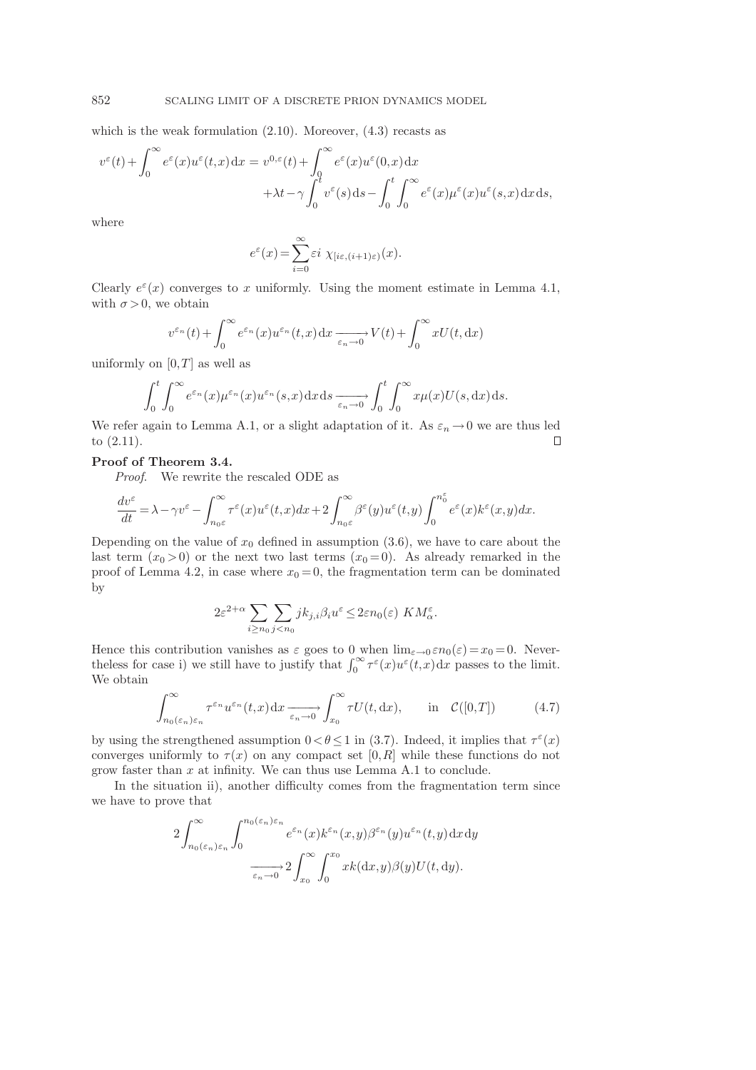which is the weak formulation (2.10). Moreover, (4.3) recasts as

$$v^\varepsilon(t) + \int_0^\infty e^\varepsilon(x) u^\varepsilon(t,x)\,\mathrm{d}x = v^{0,\varepsilon}(t) + \int_0^\infty e^\varepsilon(x) u^\varepsilon(0,x)\,\mathrm{d}x \\ + \lambda t - \gamma \int_0^t v^\varepsilon(s)\,\mathrm{d}s - \int_0^t \int_0^\infty e^\varepsilon(x)\mu^\varepsilon(x) u^\varepsilon(s,x)\,\mathrm{d}x\,\mathrm{d}s,$$

where

$$e^\varepsilon(x) = \sum_{i=0}^\infty \varepsilon i \;\chi_{[i\varepsilon,(i+1)\varepsilon)}(x).$$

Clearly $e^\varepsilon(x)$ converges to $x$ uniformly. Using the moment estimate in Lemma 4.1, with $\sigma > 0$, we obtain

$$v^{\varepsilon_n}(t) + \int_0^\infty e^{\varepsilon_n}(x) u^{\varepsilon_n}(t,x)\,\mathrm{d}x \xrightarrow[\varepsilon_n \to 0]{} V(t) + \int_0^\infty x U(t,\mathrm{d}x)$$

uniformly on $[0,T]$ as well as

$$\int_0^t \int_0^\infty e^{\varepsilon_n}(x)\mu^{\varepsilon_n}(x) u^{\varepsilon_n}(s,x)\,\mathrm{d}x\,\mathrm{d}s \xrightarrow[\varepsilon_n \to 0]{} \int_0^t \int_0^\infty x\mu(x) U(s,\mathrm{d}x)\,\mathrm{d}s.$$

We refer again to Lemma A.1, or a slight adaptation of it. As $\varepsilon_n \to 0$ we are thus led to (2.11). $\square$

**Proof of Theorem 3.4.**

*Proof.* We rewrite the rescaled ODE as

$$\frac{dv^\varepsilon}{dt} = \lambda - \gamma v^\varepsilon - \int_{n_0\varepsilon}^\infty \tau^\varepsilon(x) u^\varepsilon(t,x) dx + 2\int_{n_0\varepsilon}^\infty \beta^\varepsilon(y) u^\varepsilon(t,y) \int_0^{n_0^\varepsilon} e^\varepsilon(x) k^\varepsilon(x,y) dx.$$

Depending on the value of $x_0$ defined in assumption (3.6), we have to care about the last term ($x_0 > 0$) or the next two last terms ($x_0 = 0$). As already remarked in the proof of Lemma 4.2, in case where $x_0 = 0$, the fragmentation term can be dominated by

$$2\varepsilon^{2+\alpha} \sum_{i \geq n_0} \sum_{j < n_0} j k_{j,i} \beta_i u^\varepsilon \leq 2\varepsilon n_0(\varepsilon)\; K M_\alpha^\varepsilon.$$

Hence this contribution vanishes as $\varepsilon$ goes to 0 when $\lim_{\varepsilon \to 0} \varepsilon n_0(\varepsilon) = x_0 = 0$. Nevertheless for case i) we still have to justify that $\int_0^\infty \tau^\varepsilon(x) u^\varepsilon(t,x)\,\mathrm{d}x$ passes to the limit. We obtain

$$\int_{n_0(\varepsilon_n)\varepsilon_n}^\infty \tau^{\varepsilon_n} u^{\varepsilon_n}(t,x)\,\mathrm{d}x \xrightarrow[\varepsilon_n \to 0]{} \int_{x_0}^\infty \tau U(t,\mathrm{d}x), \qquad \text{in} \quad \mathcal{C}([0,T]) \tag{4.7}$$

by using the strengthened assumption $0 < \theta \leq 1$ in (3.7). Indeed, it implies that $\tau^\varepsilon(x)$ converges uniformly to $\tau(x)$ on any compact set $[0,R]$ while these functions do not grow faster than $x$ at infinity. We can thus use Lemma A.1 to conclude.

In the situation ii), another difficulty comes from the fragmentation term since we have to prove that

$$2\int_{n_0(\varepsilon_n)\varepsilon_n}^\infty \int_0^{n_0(\varepsilon_n)\varepsilon_n} e^{\varepsilon_n}(x) k^{\varepsilon_n}(x,y) \beta^{\varepsilon_n}(y) u^{\varepsilon_n}(t,y)\,\mathrm{d}x\,\mathrm{d}y \\ \xrightarrow[\varepsilon_n \to 0]{} 2\int_{x_0}^\infty \int_0^{x_0} x k(\mathrm{d}x,y)\beta(y) U(t,\mathrm{d}y).$$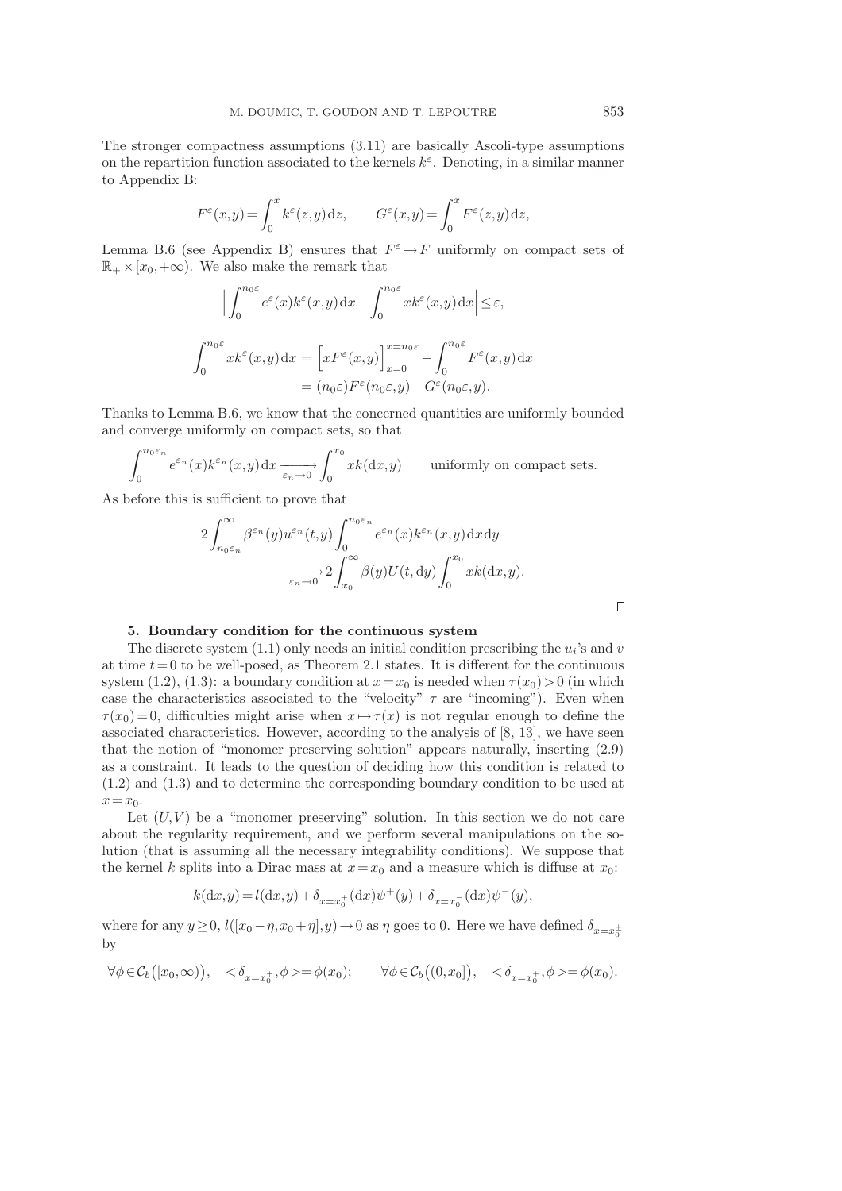The stronger compactness assumptions (3.11) are basically Ascoli-type assumptions on the repartition function associated to the kernels $k^\varepsilon$. Denoting, in a similar manner to Appendix B:

$$F^\varepsilon(x,y) = \int_0^x k^\varepsilon(z,y)\,\mathrm{d}z, \qquad G^\varepsilon(x,y) = \int_0^x F^\varepsilon(z,y)\,\mathrm{d}z,$$

Lemma B.6 (see Appendix B) ensures that $F^\varepsilon \to F$ uniformly on compact sets of $\mathbb{R}_+ \times [x_0,+\infty)$. We also make the remark that

$$\Big|\int_0^{n_0\varepsilon} e^\varepsilon(x) k^\varepsilon(x,y)\,\mathrm{d}x - \int_0^{n_0\varepsilon} x k^\varepsilon(x,y)\,\mathrm{d}x\Big| \le \varepsilon,$$

$$\begin{aligned}
\int_0^{n_0\varepsilon} x k^\varepsilon(x,y)\,\mathrm{d}x &= \Big[x F^\varepsilon(x,y)\Big]_{x=0}^{x=n_0\varepsilon} - \int_0^{n_0\varepsilon} F^\varepsilon(x,y)\,\mathrm{d}x \\
&= (n_0\varepsilon) F^\varepsilon(n_0\varepsilon, y) - G^\varepsilon(n_0\varepsilon, y).
\end{aligned}$$

Thanks to Lemma B.6, we know that the concerned quantities are uniformly bounded and converge uniformly on compact sets, so that

$$\int_0^{n_0\varepsilon_n} e^{\varepsilon_n}(x) k^{\varepsilon_n}(x,y)\,\mathrm{d}x \xrightarrow[\varepsilon_n\to 0]{} \int_0^{x_0} x k(\mathrm{d}x,y) \qquad \text{uniformly on compact sets.}$$

As before this is sufficient to prove that

$$\begin{aligned}
2\int_{n_0\varepsilon_n}^\infty \beta^{\varepsilon_n}(y) u^{\varepsilon_n}(t,y) & \int_0^{n_0\varepsilon_n} e^{\varepsilon_n}(x) k^{\varepsilon_n}(x,y)\,\mathrm{d}x\,\mathrm{d}y \\
&\xrightarrow[\varepsilon_n\to 0]{} 2\int_{x_0}^\infty \beta(y) U(t,\mathrm{d}y) \int_0^{x_0} x k(\mathrm{d}x,y).
\end{aligned}$$

$\square$

## 5. Boundary condition for the continuous system

The discrete system (1.1) only needs an initial condition prescribing the $u_i$'s and $v$ at time $t=0$ to be well-posed, as Theorem 2.1 states. It is different for the continuous system (1.2), (1.3): a boundary condition at $x=x_0$ is needed when $\tau(x_0)>0$ (in which case the characteristics associated to the "velocity" $\tau$ are "incoming"). Even when $\tau(x_0)=0$, difficulties might arise when $x\mapsto\tau(x)$ is not regular enough to define the associated characteristics. However, according to the analysis of [8, 13], we have seen that the notion of "monomer preserving solution" appears naturally, inserting (2.9) as a constraint. It leads to the question of deciding how this condition is related to (1.2) and (1.3) and to determine the corresponding boundary condition to be used at $x=x_0$.

Let $(U,V)$ be a "monomer preserving" solution. In this section we do not care about the regularity requirement, and we perform several manipulations on the solution (that is assuming all the necessary integrability conditions). We suppose that the kernel $k$ splits into a Dirac mass at $x=x_0$ and a measure which is diffuse at $x_0$:

$$k(\mathrm{d}x,y) = l(\mathrm{d}x,y) + \delta_{x=x_0^+}(\mathrm{d}x)\psi^+(y) + \delta_{x=x_0^-}(\mathrm{d}x)\psi^-(y),$$

where for any $y\ge 0$, $l([x_0-\eta, x_0+\eta], y)\to 0$ as $\eta$ goes to 0. Here we have defined $\delta_{x=x_0^\pm}$ by

$$\forall \phi\in\mathcal{C}_b\big([x_0,\infty)\big), \quad <\delta_{x=x_0^+},\phi> = \phi(x_0); \qquad \forall\phi\in\mathcal{C}_b\big((0,x_0]\big), \quad <\delta_{x=x_0^+},\phi> = \phi(x_0).$$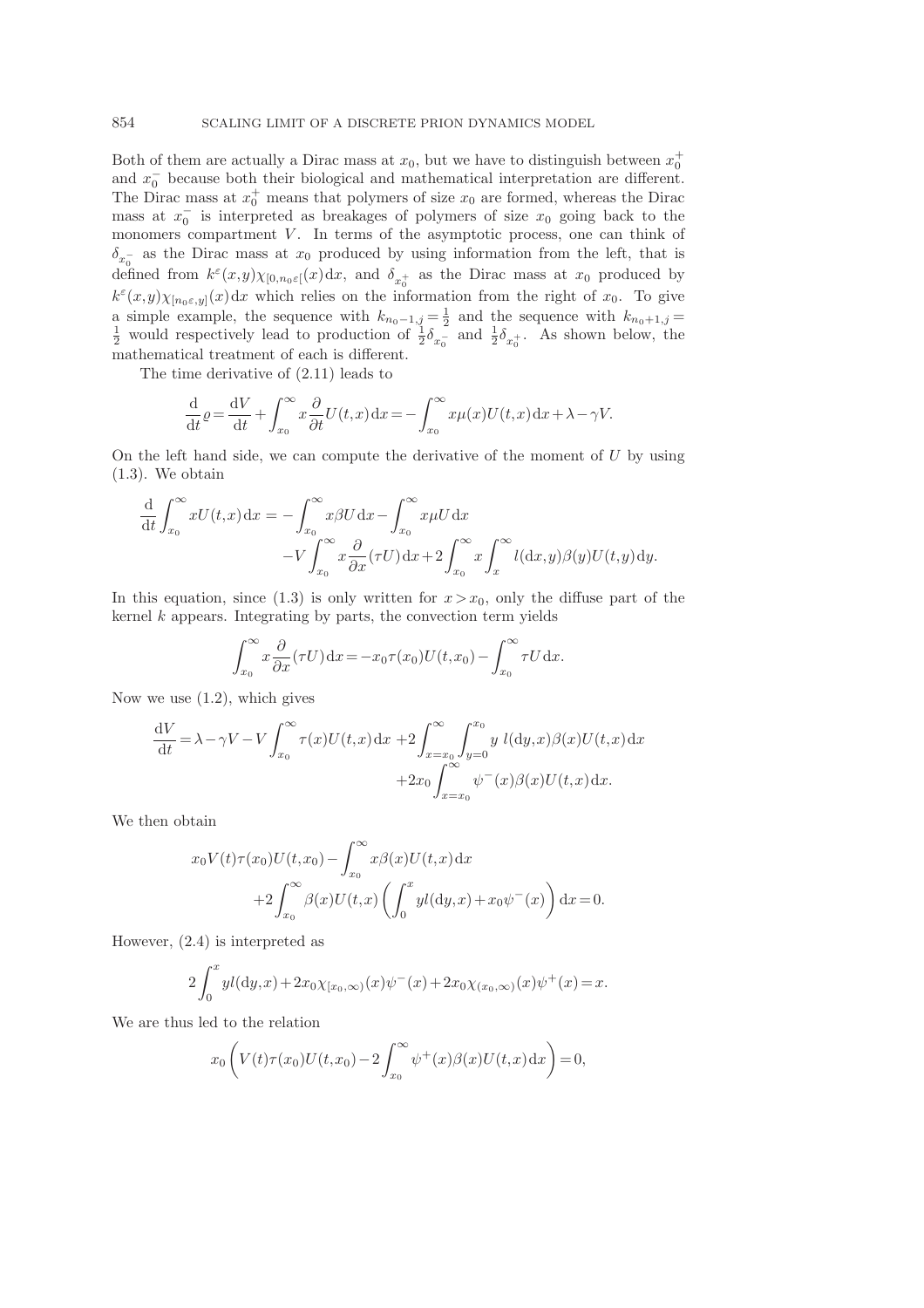Both of them are actually a Dirac mass at $x_0$, but we have to distinguish between $x_0^+$ and $x_0^-$ because both their biological and mathematical interpretation are different. The Dirac mass at $x_0^+$ means that polymers of size $x_0$ are formed, whereas the Dirac mass at $x_0^-$ is interpreted as breakages of polymers of size $x_0$ going back to the monomers compartment $V$. In terms of the asymptotic process, one can think of $\delta_{x_0^-}$ as the Dirac mass at $x_0$ produced by using information from the left, that is defined from $k^\varepsilon(x,y)\chi_{[0,n_0\varepsilon[}(x)\,\mathrm{d}x$, and $\delta_{x_0^+}$ as the Dirac mass at $x_0$ produced by $k^\varepsilon(x,y)\chi_{[n_0\varepsilon,y]}(x)\,\mathrm{d}x$ which relies on the information from the right of $x_0$. To give a simple example, the sequence with $k_{n_0-1,j}=\frac{1}{2}$ and the sequence with $k_{n_0+1,j}=\frac{1}{2}$ would respectively lead to production of $\frac{1}{2}\delta_{x_0^-}$ and $\frac{1}{2}\delta_{x_0^+}$. As shown below, the mathematical treatment of each is different.

The time derivative of (2.11) leads to

$$\frac{\mathrm{d}}{\mathrm{d}t}\varrho=\frac{\mathrm{d}V}{\mathrm{d}t}+\int_{x_0}^{\infty}x\frac{\partial}{\partial t}U(t,x)\,\mathrm{d}x=-\int_{x_0}^{\infty}x\mu(x)U(t,x)\,\mathrm{d}x+\lambda-\gamma V.$$

On the left hand side, we can compute the derivative of the moment of $U$ by using (1.3). We obtain

$$\begin{aligned}\frac{\mathrm{d}}{\mathrm{d}t}\int_{x_0}^{\infty}xU(t,x)\,\mathrm{d}x=&-\int_{x_0}^{\infty}x\beta U\,\mathrm{d}x-\int_{x_0}^{\infty}x\mu U\,\mathrm{d}x\\&-V\int_{x_0}^{\infty}x\frac{\partial}{\partial x}(\tau U)\,\mathrm{d}x+2\int_{x_0}^{\infty}x\int_x^{\infty}l(\mathrm{d}x,y)\beta(y)U(t,y)\,\mathrm{d}y.\end{aligned}$$

In this equation, since (1.3) is only written for $x>x_0$, only the diffuse part of the kernel $k$ appears. Integrating by parts, the convection term yields

$$\int_{x_0}^{\infty}x\frac{\partial}{\partial x}(\tau U)\,\mathrm{d}x=-x_0\tau(x_0)U(t,x_0)-\int_{x_0}^{\infty}\tau U\,\mathrm{d}x.$$

Now we use (1.2), which gives

$$\begin{aligned}\frac{\mathrm{d}V}{\mathrm{d}t}=\lambda-\gamma V-V\int_{x_0}^{\infty}\tau(x)U(t,x)\,\mathrm{d}x&+2\int_{x=x_0}^{\infty}\int_{y=0}^{x_0}y\;l(\mathrm{d}y,x)\beta(x)U(t,x)\,\mathrm{d}x\\&+2x_0\int_{x=x_0}^{\infty}\psi^-(x)\beta(x)U(t,x)\,\mathrm{d}x.\end{aligned}$$

We then obtain

$$\begin{aligned}x_0V(t)\tau(x_0)U(t,x_0)&-\int_{x_0}^{\infty}x\beta(x)U(t,x)\,\mathrm{d}x\\&+2\int_{x_0}^{\infty}\beta(x)U(t,x)\left(\int_0^x yl(\mathrm{d}y,x)+x_0\psi^-(x)\right)\mathrm{d}x=0.\end{aligned}$$

However, (2.4) is interpreted as

$$2\int_0^x yl(\mathrm{d}y,x)+2x_0\chi_{[x_0,\infty)}(x)\psi^-(x)+2x_0\chi_{(x_0,\infty)}(x)\psi^+(x)=x.$$

We are thus led to the relation

$$x_0\left(V(t)\tau(x_0)U(t,x_0)-2\int_{x_0}^{\infty}\psi^+(x)\beta(x)U(t,x)\,\mathrm{d}x\right)=0,$$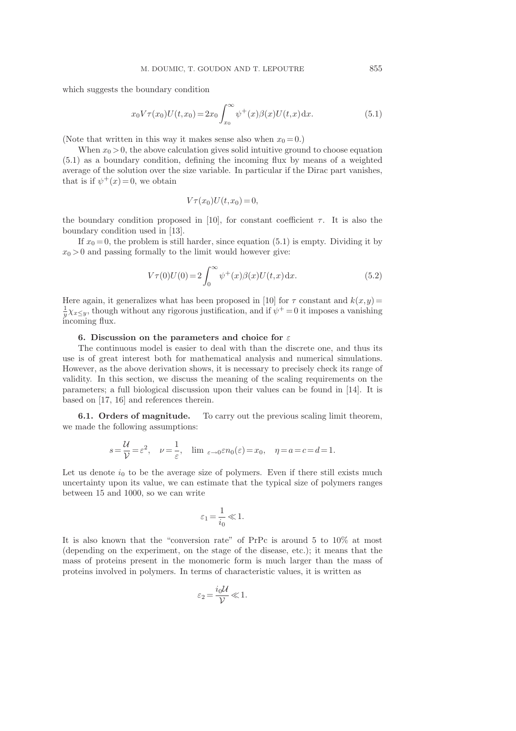which suggests the boundary condition

$$x_0 V\tau(x_0)U(t,x_0) = 2x_0 \int_{x_0}^{\infty} \psi^+(x)\beta(x)U(t,x)\,\mathrm{d}x. \tag{5.1}$$

(Note that written in this way it makes sense also when $x_0 = 0$.)

When $x_0 > 0$, the above calculation gives solid intuitive ground to choose equation (5.1) as a boundary condition, defining the incoming flux by means of a weighted average of the solution over the size variable. In particular if the Dirac part vanishes, that is if $\psi^+(x) = 0$, we obtain

$$V\tau(x_0)U(t,x_0) = 0,$$

the boundary condition proposed in [10], for constant coefficient $\tau$. It is also the boundary condition used in [13].

If $x_0 = 0$, the problem is still harder, since equation (5.1) is empty. Dividing it by $x_0 > 0$ and passing formally to the limit would however give:

$$V\tau(0)U(0) = 2\int_0^{\infty} \psi^+(x)\beta(x)U(t,x)\,\mathrm{d}x. \tag{5.2}$$

Here again, it generalizes what has been proposed in [10] for $\tau$ constant and $k(x,y) = \frac{1}{y}\chi_{x\leq y}$, though without any rigorous justification, and if $\psi^+ = 0$ it imposes a vanishing incoming flux.

## 6. Discussion on the parameters and choice for $\varepsilon$

The continuous model is easier to deal with than the discrete one, and thus its use is of great interest both for mathematical analysis and numerical simulations. However, as the above derivation shows, it is necessary to precisely check its range of validity. In this section, we discuss the meaning of the scaling requirements on the parameters; a full biological discussion upon their values can be found in [14]. It is based on [17, 16] and references therein.

**6.1. Orders of magnitude.** To carry out the previous scaling limit theorem, we made the following assumptions:

$$s = \frac{\mathcal{U}}{\mathcal{V}} = \varepsilon^2, \quad \nu = \frac{1}{\varepsilon}, \quad \lim_{\varepsilon\to 0} \varepsilon n_0(\varepsilon) = x_0, \quad \eta = a = c = d = 1.$$

Let us denote $i_0$ to be the average size of polymers. Even if there still exists much uncertainty upon its value, we can estimate that the typical size of polymers ranges between 15 and 1000, so we can write

$$\varepsilon_1 = \frac{1}{i_0} \ll 1.$$

It is also known that the "conversion rate" of PrPc is around 5 to 10% at most (depending on the experiment, on the stage of the disease, etc.); it means that the mass of proteins present in the monomeric form is much larger than the mass of proteins involved in polymers. In terms of characteristic values, it is written as

$$\varepsilon_2 = \frac{i_0 \mathcal{U}}{\mathcal{V}} \ll 1.$$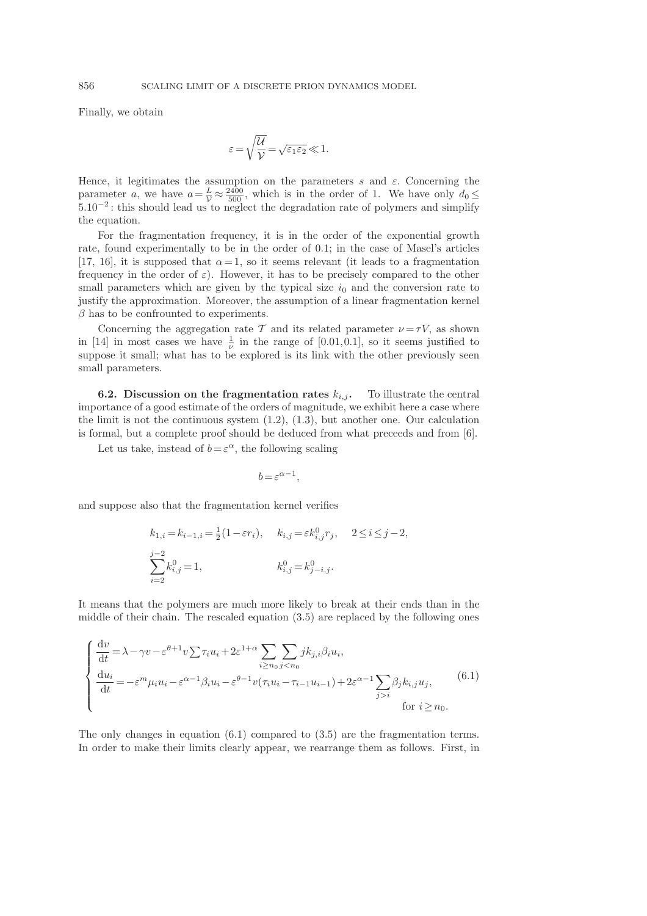Finally, we obtain

$$\varepsilon = \sqrt{\frac{\mathcal{U}}{\mathcal{V}}} = \sqrt{\varepsilon_1 \varepsilon_2} \ll 1.$$

Hence, it legitimates the assumption on the parameters $s$ and $\varepsilon$. Concerning the parameter $a$, we have $a = \frac{L}{\mathcal{V}} \approx \frac{2400}{500}$, which is in the order of 1. We have only $d_0 \leq 5.10^{-2}$: this should lead us to neglect the degradation rate of polymers and simplify the equation.

For the fragmentation frequency, it is in the order of the exponential growth rate, found experimentally to be in the order of 0.1; in the case of Masel's articles [17, 16], it is supposed that $\alpha = 1$, so it seems relevant (it leads to a fragmentation frequency in the order of $\varepsilon$). However, it has to be precisely compared to the other small parameters which are given by the typical size $i_0$ and the conversion rate to justify the approximation. Moreover, the assumption of a linear fragmentation kernel $\beta$ has to be confrounted to experiments.

Concerning the aggregation rate $\mathcal{T}$ and its related parameter $\nu = \tau V$, as shown in [14] in most cases we have $\frac{1}{\nu}$ in the range of $[0.01, 0.1]$, so it seems justified to suppose it small; what has to be explored is its link with the other previously seen small parameters.

**6.2. Discussion on the fragmentation rates $k_{i,j}$.** To illustrate the central importance of a good estimate of the orders of magnitude, we exhibit here a case where the limit is not the continuous system (1.2), (1.3), but another one. Our calculation is formal, but a complete proof should be deduced from what preceeds and from [6].

Let us take, instead of $b = \varepsilon^{\alpha}$, the following scaling

$$b = \varepsilon^{\alpha - 1},$$

and suppose also that the fragmentation kernel verifies

$$k_{1,i} = k_{i-1,i} = \tfrac{1}{2}(1 - \varepsilon r_i), \quad k_{i,j} = \varepsilon k^0_{i,j} r_j, \quad 2 \leq i \leq j-2,$$

$$\sum_{i=2}^{j-2} k^0_{i,j} = 1, \qquad\qquad k^0_{i,j} = k^0_{j-i,j}.$$

It means that the polymers are much more likely to break at their ends than in the middle of their chain. The rescaled equation (3.5) are replaced by the following ones

$$\begin{cases} \dfrac{\mathrm{d}v}{\mathrm{d}t} = \lambda - \gamma v - \varepsilon^{\theta+1} v \sum \tau_i u_i + 2\varepsilon^{1+\alpha} \displaystyle\sum_{i \geq n_0} \sum_{j < n_0} j k_{j,i} \beta_i u_i, \\ \dfrac{\mathrm{d}u_i}{\mathrm{d}t} = -\varepsilon^m \mu_i u_i - \varepsilon^{\alpha-1} \beta_i u_i - \varepsilon^{\theta-1} v (\tau_i u_i - \tau_{i-1} u_{i-1}) + 2\varepsilon^{\alpha-1} \displaystyle\sum_{j>i} \beta_j k_{i,j} u_j, \\ \qquad\qquad\qquad\qquad\qquad\qquad\qquad\qquad\qquad\qquad\qquad\qquad \text{for } i \geq n_0. \end{cases} \tag{6.1}$$

The only changes in equation (6.1) compared to (3.5) are the fragmentation terms. In order to make their limits clearly appear, we rearrange them as follows. First, in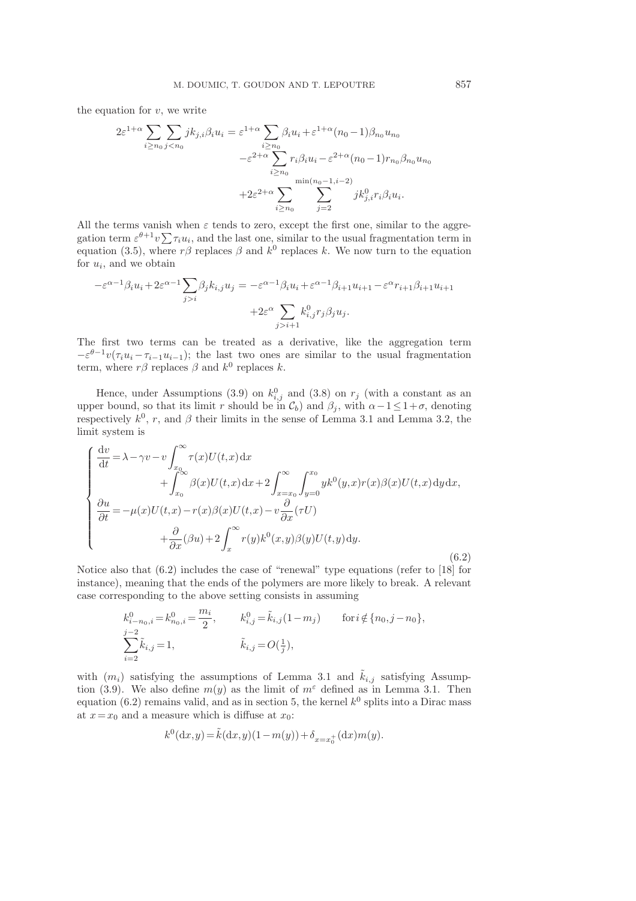the equation for $v$, we write

$$
\begin{aligned}
2\varepsilon^{1+\alpha}\sum_{i\geq n_0}\sum_{j<n_0} jk_{j,i}\beta_i u_i = {}& \varepsilon^{1+\alpha}\sum_{i\geq n_0}\beta_i u_i + \varepsilon^{1+\alpha}(n_0-1)\beta_{n_0}u_{n_0}\\
&-\varepsilon^{2+\alpha}\sum_{i\geq n_0} r_i\beta_i u_i - \varepsilon^{2+\alpha}(n_0-1)r_{n_0}\beta_{n_0}u_{n_0}\\
&+2\varepsilon^{2+\alpha}\sum_{i\geq n_0}\sum_{j=2}^{\min(n_0-1,i-2)} jk^0_{j,i}r_i\beta_i u_i.
\end{aligned}
$$

All the terms vanish when $\varepsilon$ tends to zero, except the first one, similar to the aggregation term $\varepsilon^{\theta+1}v\sum\tau_i u_i$, and the last one, similar to the usual fragmentation term in equation (3.5), where $r\beta$ replaces $\beta$ and $k^0$ replaces $k$. We now turn to the equation for $u_i$, and we obtain

$$
\begin{aligned}
-\varepsilon^{\alpha-1}\beta_i u_i + 2\varepsilon^{\alpha-1}\sum_{j>i}\beta_j k_{i,j}u_j = {}& -\varepsilon^{\alpha-1}\beta_i u_i + \varepsilon^{\alpha-1}\beta_{i+1}u_{i+1} - \varepsilon^{\alpha} r_{i+1}\beta_{i+1}u_{i+1}\\
&+2\varepsilon^{\alpha}\sum_{j>i+1} k^0_{i,j}r_j\beta_j u_j.
\end{aligned}
$$

The first two terms can be treated as a derivative, like the aggregation term $-\varepsilon^{\theta-1}v(\tau_i u_i - \tau_{i-1}u_{i-1})$; the last two ones are similar to the usual fragmentation term, where $r\beta$ replaces $\beta$ and $k^0$ replaces $k$.

Hence, under Assumptions (3.9) on $k^0_{i,j}$ and (3.8) on $r_j$ (with a constant as an upper bound, so that its limit $r$ should be in $\mathcal{C}_b$) and $\beta_j$, with $\alpha-1\leq 1+\sigma$, denoting respectively $k^0$, $r$, and $\beta$ their limits in the sense of Lemma 3.1 and Lemma 3.2, the limit system is

$$
\begin{cases}
\dfrac{\mathrm{d}v}{\mathrm{d}t} = \lambda - \gamma v - v\displaystyle\int_{x_0}^{\infty}\tau(x)U(t,x)\,\mathrm{d}x\\
\qquad\qquad + \displaystyle\int_{x_0}^{\infty}\beta(x)U(t,x)\,\mathrm{d}x + 2\int_{x=x_0}^{\infty}\int_{y=0}^{x_0} yk^0(y,x)r(x)\beta(x)U(t,x)\,\mathrm{d}y\,\mathrm{d}x,\\
\dfrac{\partial u}{\partial t} = -\mu(x)U(t,x) - r(x)\beta(x)U(t,x) - v\dfrac{\partial}{\partial x}(\tau U)\\
\qquad\qquad + \dfrac{\partial}{\partial x}(\beta u) + 2\displaystyle\int_x^{\infty} r(y)k^0(x,y)\beta(y)U(t,y)\,\mathrm{d}y.
\end{cases}
\tag{6.2}
$$

Notice also that (6.2) includes the case of "renewal" type equations (refer to [18] for instance), meaning that the ends of the polymers are more likely to break. A relevant case corresponding to the above setting consists in assuming

$$
\begin{aligned}
&k^0_{i-n_0,i} = k^0_{n_0,i} = \frac{m_i}{2}, &&k^0_{i,j} = \tilde{k}_{i,j}(1-m_j) \qquad \text{for}\, i\notin\{n_0, j-n_0\},\\
&\sum_{i=2}^{j-2}\tilde{k}_{i,j} = 1, &&\tilde{k}_{i,j} = O(\tfrac{1}{j}),
\end{aligned}
$$

with $(m_i)$ satisfying the assumptions of Lemma 3.1 and $\tilde{k}_{i,j}$ satisfying Assumption (3.9). We also define $m(y)$ as the limit of $m^{\varepsilon}$ defined as in Lemma 3.1. Then equation (6.2) remains valid, and as in section 5, the kernel $k^0$ splits into a Dirac mass at $x=x_0$ and a measure which is diffuse at $x_0$:

$$
k^0(\mathrm{d}x,y) = \tilde{k}(\mathrm{d}x,y)(1-m(y)) + \delta_{x=x_0^+}(\mathrm{d}x)m(y).
$$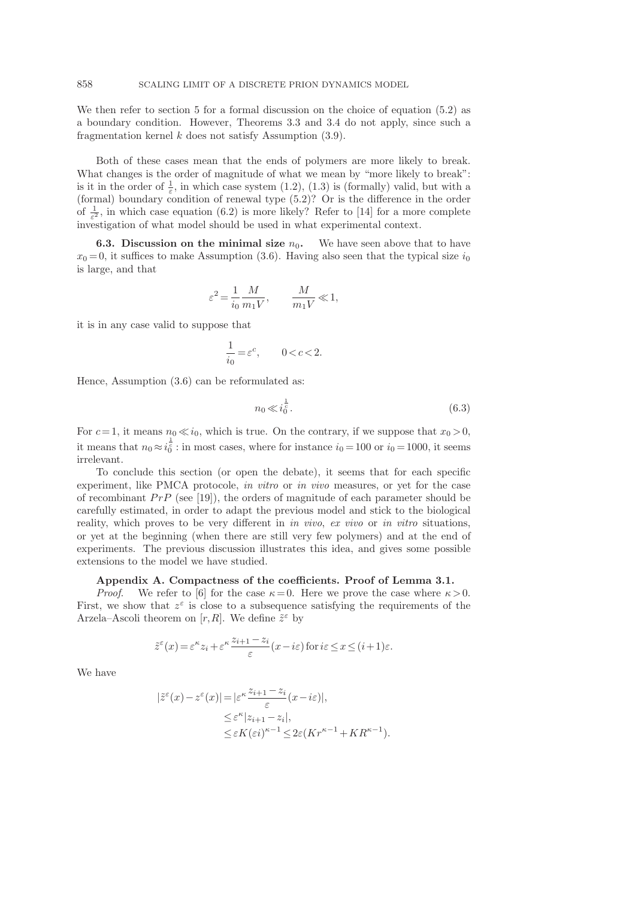We then refer to section 5 for a formal discussion on the choice of equation (5.2) as a boundary condition. However, Theorems 3.3 and 3.4 do not apply, since such a fragmentation kernel $k$ does not satisfy Assumption (3.9).

Both of these cases mean that the ends of polymers are more likely to break. What changes is the order of magnitude of what we mean by "more likely to break": is it in the order of $\frac{1}{\varepsilon}$, in which case system (1.2), (1.3) is (formally) valid, but with a (formal) boundary condition of renewal type (5.2)? Or is the difference in the order of $\frac{1}{\varepsilon^2}$, in which case equation (6.2) is more likely? Refer to [14] for a more complete investigation of what model should be used in what experimental context.

**6.3. Discussion on the minimal size $n_0$.** We have seen above that to have $x_0=0$, it suffices to make Assumption (3.6). Having also seen that the typical size $i_0$ is large, and that

$$\varepsilon^2 = \frac{1}{i_0}\frac{M}{m_1 V}, \qquad \frac{M}{m_1 V} \ll 1,$$

it is in any case valid to suppose that

$$\frac{1}{i_0} = \varepsilon^c, \qquad 0 < c < 2.$$

Hence, Assumption (3.6) can be reformulated as:

$$n_0 \ll i_0^{\frac{1}{c}}. \tag{6.3}$$

For $c=1$, it means $n_0 \ll i_0$, which is true. On the contrary, if we suppose that $x_0>0$, it means that $n_0 \approx i_0^{\frac{1}{c}}$ : in most cases, where for instance $i_0=100$ or $i_0=1000$, it seems irrelevant.

To conclude this section (or open the debate), it seems that for each specific experiment, like PMCA protocole, *in vitro* or *in vivo* measures, or yet for the case of recombinant $PrP$ (see [19]), the orders of magnitude of each parameter should be carefully estimated, in order to adapt the previous model and stick to the biological reality, which proves to be very different in *in vivo*, *ex vivo* or *in vitro* situations, or yet at the beginning (when there are still very few polymers) and at the end of experiments. The previous discussion illustrates this idea, and gives some possible extensions to the model we have studied.

## Appendix A. Compactness of the coefficients. Proof of Lemma 3.1.

*Proof.* We refer to [6] for the case $\kappa=0$. Here we prove the case where $\kappa>0$. First, we show that $z^\varepsilon$ is close to a subsequence satisfying the requirements of the Arzela–Ascoli theorem on $[r,R]$. We define $\tilde{z}^\varepsilon$ by

$$\tilde{z}^\varepsilon(x) = \varepsilon^\kappa z_i + \varepsilon^\kappa \frac{z_{i+1}-z_i}{\varepsilon}(x-i\varepsilon) \,\text{for}\, i\varepsilon \le x \le (i+1)\varepsilon.$$

We have

$$\begin{aligned}
|\tilde{z}^\varepsilon(x) - z^\varepsilon(x)| &= |\varepsilon^\kappa \frac{z_{i+1}-z_i}{\varepsilon}(x-i\varepsilon)|,\\
&\le \varepsilon^\kappa |z_{i+1}-z_i|,\\
&\le \varepsilon K(\varepsilon i)^{\kappa-1} \le 2\varepsilon(Kr^{\kappa-1} + KR^{\kappa-1}).
\end{aligned}$$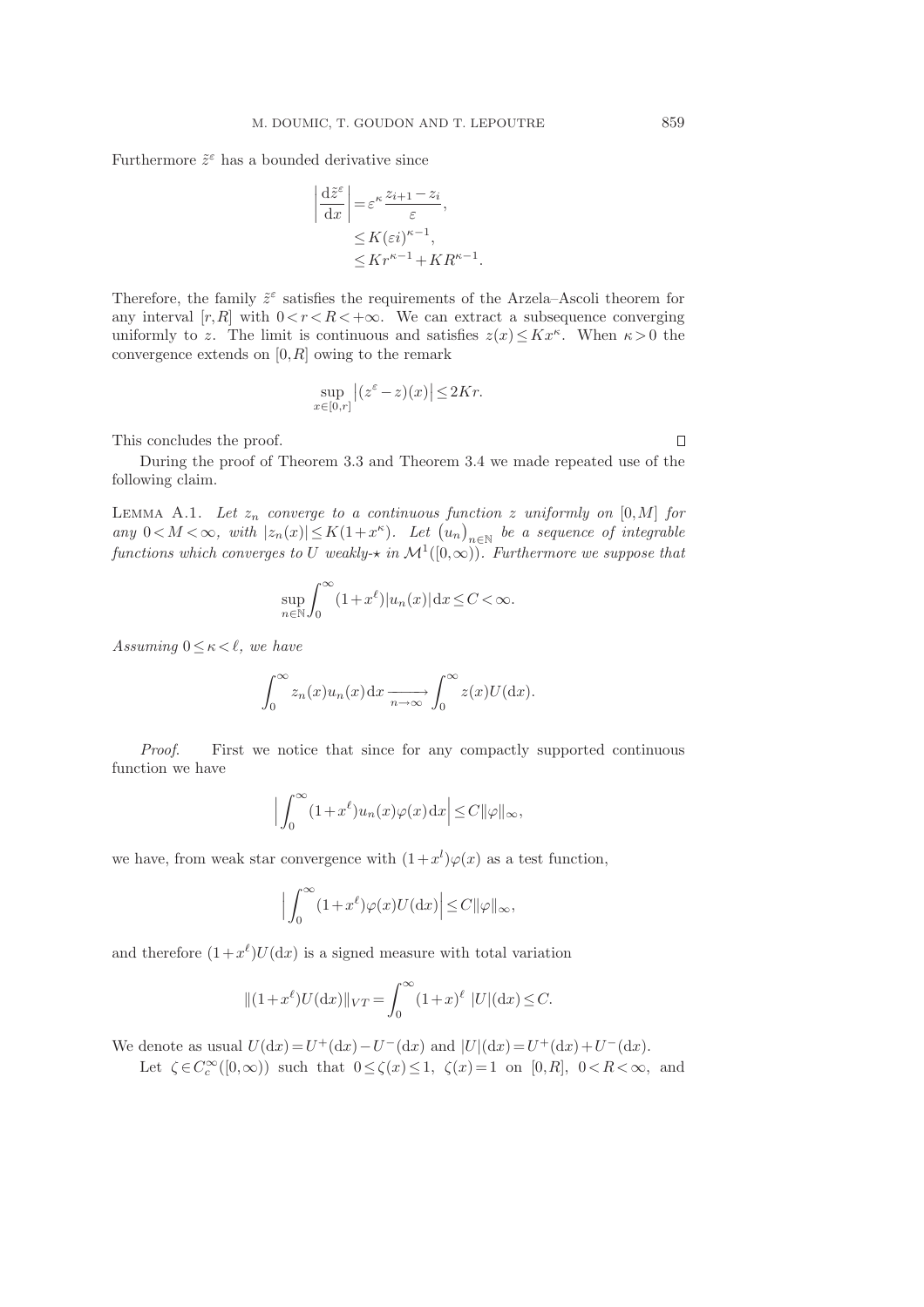Furthermore $\tilde{z}^\varepsilon$ has a bounded derivative since

$$\left|\frac{\mathrm{d}\tilde{z}^\varepsilon}{\mathrm{d}x}\right| = \varepsilon^\kappa \frac{z_{i+1}-z_i}{\varepsilon}, \\ \le K(\varepsilon i)^{\kappa-1}, \\ \le K r^{\kappa-1} + K R^{\kappa-1}.$$

Therefore, the family $\tilde{z}^\varepsilon$ satisfies the requirements of the Arzela–Ascoli theorem for any interval $[r,R]$ with $0<r<R<+\infty$. We can extract a subsequence converging uniformly to $z$. The limit is continuous and satisfies $z(x) \le K x^\kappa$. When $\kappa>0$ the convergence extends on $[0,R]$ owing to the remark

$$\sup_{x\in[0,r]} \left|(z^\varepsilon - z)(x)\right| \le 2Kr.$$

This concludes the proof. $\square$

During the proof of Theorem 3.3 and Theorem 3.4 we made repeated use of the following claim.

**Lemma A.1.** *Let $z_n$ converge to a continuous function $z$ uniformly on $[0,M]$ for any $0<M<\infty$, with $|z_n(x)| \le K(1+x^\kappa)$. Let $\left(u_n\right)_{n\in\mathbb{N}}$ be a sequence of integrable functions which converges to $U$ weakly-$\star$ in $\mathcal{M}^1([0,\infty))$. Furthermore we suppose that*

$$\sup_{n\in\mathbb{N}} \int_0^\infty (1+x^\ell)|u_n(x)|\,\mathrm{d}x \le C < \infty.$$

*Assuming $0\le\kappa<\ell$, we have*

$$\int_0^\infty z_n(x)u_n(x)\,\mathrm{d}x \xrightarrow[n\to\infty]{} \int_0^\infty z(x)U(\mathrm{d}x).$$

*Proof.* First we notice that since for any compactly supported continuous function we have

$$\Big|\int_0^\infty (1+x^\ell)u_n(x)\varphi(x)\,\mathrm{d}x\Big| \le C\|\varphi\|_\infty,$$

we have, from weak star convergence with $(1+x^l)\varphi(x)$ as a test function,

$$\Big|\int_0^\infty (1+x^\ell)\varphi(x)U(\mathrm{d}x)\Big| \le C\|\varphi\|_\infty,$$

and therefore $(1+x^\ell)U(\mathrm{d}x)$ is a signed measure with total variation

$$\|(1+x^\ell)U(\mathrm{d}x)\|_{VT} = \int_0^\infty (1+x)^\ell\; |U|(\mathrm{d}x) \le C.$$

We denote as usual $U(\mathrm{d}x) = U^+(\mathrm{d}x) - U^-(\mathrm{d}x)$ and $|U|(\mathrm{d}x) = U^+(\mathrm{d}x) + U^-(\mathrm{d}x)$.

Let $\zeta \in C_c^\infty([0,\infty))$ such that $0\le\zeta(x)\le 1$, $\zeta(x)=1$ on $[0,R]$, $0<R<\infty$, and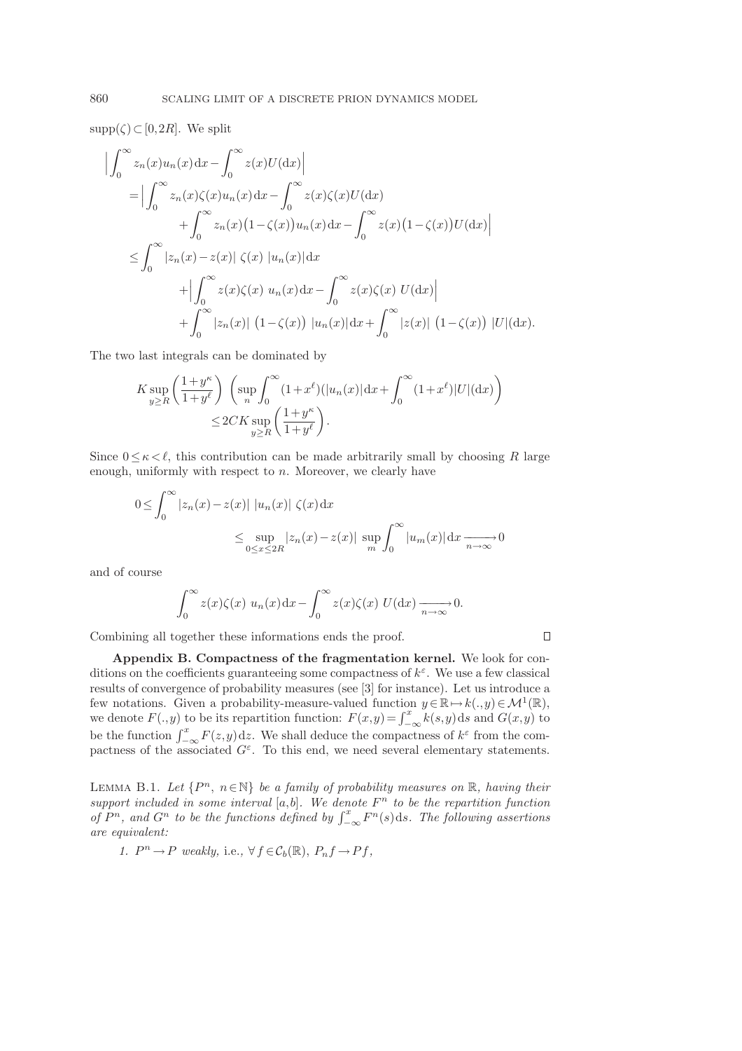$\text{supp}(\zeta) \subset [0, 2R]$. We split

$$
\begin{aligned}
&\Big| \int_0^\infty z_n(x) u_n(x)\,\mathrm{d}x - \int_0^\infty z(x) U(\mathrm{d}x) \Big| \\
&= \Big| \int_0^\infty z_n(x)\zeta(x) u_n(x)\,\mathrm{d}x - \int_0^\infty z(x)\zeta(x) U(\mathrm{d}x) \\
&\qquad + \int_0^\infty z_n(x)\big(1-\zeta(x)\big) u_n(x)\,\mathrm{d}x - \int_0^\infty z(x)\big(1-\zeta(x)\big) U(\mathrm{d}x) \Big| \\
&\le \int_0^\infty |z_n(x) - z(x)|\ \zeta(x)\ |u_n(x)|\,\mathrm{d}x \\
&\qquad + \Big| \int_0^\infty z(x)\zeta(x)\ u_n(x)\,\mathrm{d}x - \int_0^\infty z(x)\zeta(x)\ U(\mathrm{d}x) \Big| \\
&\qquad + \int_0^\infty |z_n(x)|\ \big(1-\zeta(x)\big)\ |u_n(x)|\,\mathrm{d}x + \int_0^\infty |z(x)|\ \big(1-\zeta(x)\big)\ |U|(\mathrm{d}x).
\end{aligned}
$$

The two last integrals can be dominated by

$$
\begin{aligned}
K \sup_{y \ge R} \left( \frac{1+y^\kappa}{1+y^\ell} \right) &\left( \sup_n \int_0^\infty (1+x^\ell)(|u_n(x)|\,\mathrm{d}x + \int_0^\infty (1+x^\ell)|U|(\mathrm{d}x) \right) \\
&\le 2CK \sup_{y\ge R} \left( \frac{1+y^\kappa}{1+y^\ell} \right).
\end{aligned}
$$

Since $0 \le \kappa < \ell$, this contribution can be made arbitrarily small by choosing $R$ large enough, uniformly with respect to $n$. Moreover, we clearly have

$$
\begin{aligned}
0 \le \int_0^\infty &|z_n(x) - z(x)|\ |u_n(x)|\ \zeta(x)\,\mathrm{d}x \\
&\le \sup_{0 \le x \le 2R} |z_n(x) - z(x)|\ \sup_m \int_0^\infty |u_m(x)|\,\mathrm{d}x \xrightarrow[n\to\infty]{} 0
\end{aligned}
$$

and of course

$$
\int_0^\infty z(x)\zeta(x)\ u_n(x)\,\mathrm{d}x - \int_0^\infty z(x)\zeta(x)\ U(\mathrm{d}x) \xrightarrow[n\to\infty]{} 0.
$$

Combining all together these informations ends the proof. $\square$

**Appendix B. Compactness of the fragmentation kernel.** We look for conditions on the coefficients guaranteeing some compactness of $k^\varepsilon$. We use a few classical results of convergence of probability measures (see [3] for instance). Let us introduce a few notations. Given a probability-measure-valued function $y \in \mathbb{R} \mapsto k(.,y) \in \mathcal{M}^1(\mathbb{R})$, we denote $F(.,y)$ to be its repartition function: $F(x,y) = \int_{-\infty}^x k(s,y)\,\mathrm{d}s$ and $G(x,y)$ to be the function $\int_{-\infty}^x F(z,y)\,\mathrm{d}z$. We shall deduce the compactness of $k^\varepsilon$ from the compactness of the associated $G^\varepsilon$. To this end, we need several elementary statements.

LEMMA B.1. *Let $\{P^n,\ n \in \mathbb{N}\}$ be a family of probability measures on $\mathbb{R}$, having their support included in some interval $[a,b]$. We denote $F^n$ to be the repartition function of $P^n$, and $G^n$ to be the functions defined by $\int_{-\infty}^x F^n(s)\,\mathrm{d}s$. The following assertions are equivalent:*

1. *$P^n \to P$ weakly,* i.e., *$\forall f \in \mathcal{C}_b(\mathbb{R})$, $P_n f \to Pf$,*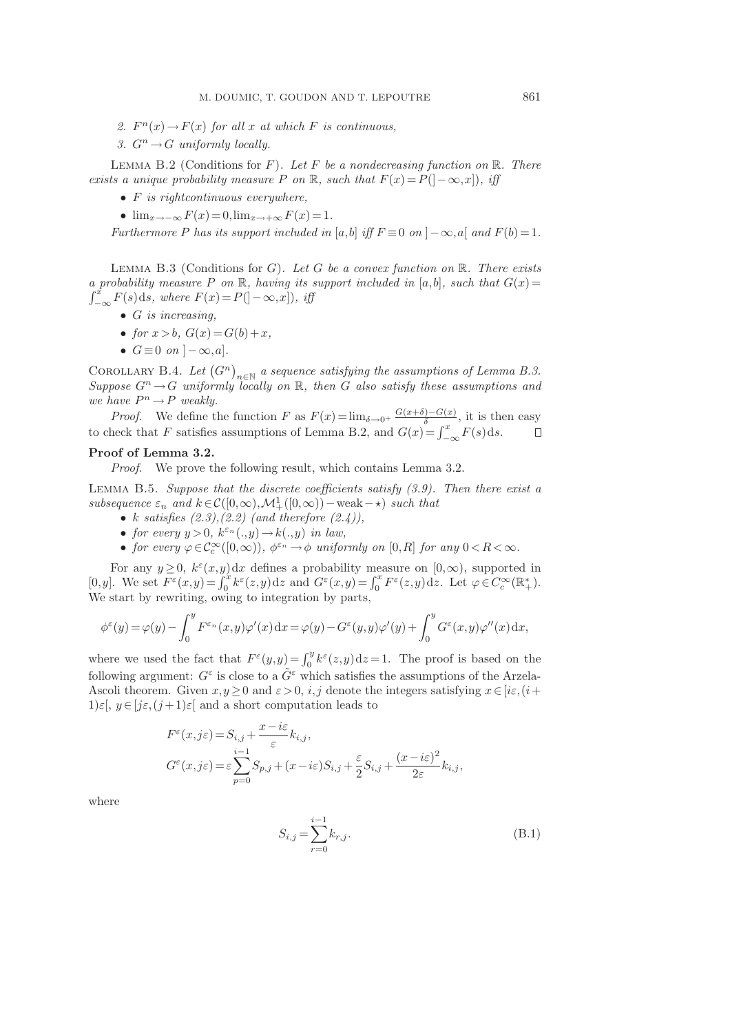2. $F^n(x) \to F(x)$ for all $x$ at which $F$ is continuous,
3. $G^n \to G$ uniformly locally.

Lemma B.2 (Conditions for $F$). *Let $F$ be a nondecreasing function on $\mathbb{R}$. There exists a unique probability measure $P$ on $\mathbb{R}$, such that $F(x) = P(]-\infty, x])$, iff*

- *$F$ is rightcontinuous everywhere,*
- *$\lim_{x\to-\infty} F(x) = 0, \lim_{x\to+\infty} F(x) = 1$.*

*Furthermore $P$ has its support included in $[a,b]$ iff $F \equiv 0$ on $]-\infty, a[$ and $F(b) = 1$.*

Lemma B.3 (Conditions for $G$). *Let $G$ be a convex function on $\mathbb{R}$. There exists a probability measure $P$ on $\mathbb{R}$, having its support included in $[a,b]$, such that $G(x) = \int_{-\infty}^{x} F(s)\,\mathrm{d}s$, where $F(x) = P(]-\infty, x])$, iff*

- *$G$ is increasing,*
- *for $x > b$, $G(x) = G(b) + x$,*
- *$G \equiv 0$ on $]-\infty, a]$.*

Corollary B.4. *Let $\left(G^n\right)_{n\in\mathbb{N}}$ a sequence satisfying the assumptions of Lemma B.3. Suppose $G^n \to G$ uniformly locally on $\mathbb{R}$, then $G$ also satisfy these assumptions and we have $P^n \to P$ weakly.*

*Proof.* We define the function $F$ as $F(x) = \lim_{\delta\to 0^+} \frac{G(x+\delta)-G(x)}{\delta}$, it is then easy to check that $F$ satisfies assumptions of Lemma B.2, and $G(x) = \int_{-\infty}^{x} F(s)\,\mathrm{d}s$. □

**Proof of Lemma 3.2.**

*Proof.* We prove the following result, which contains Lemma 3.2.

Lemma B.5. *Suppose that the discrete coefficients satisfy (3.9). Then there exist a subsequence $\varepsilon_n$ and $k \in \mathcal{C}([0,\infty), \mathcal{M}^1_+([0,\infty)) - \mathrm{weak}-\star)$ such that*

- *$k$ satisfies (2.3),(2.2) (and therefore (2.4)),*
- *for every $y > 0$, $k^{\varepsilon_n}(.,y) \to k(.,y)$ in law,*
- *for every $\varphi \in \mathcal{C}^\infty_c([0,\infty))$, $\phi^{\varepsilon_n} \to \phi$ uniformly on $[0,R]$ for any $0 < R < \infty$.*

For any $y \geq 0$, $k^\varepsilon(x,y)\,\mathrm{d}x$ defines a probability measure on $[0,\infty)$, supported in $[0,y]$. We set $F^\varepsilon(x,y) = \int_0^x k^\varepsilon(z,y)\,\mathrm{d}z$ and $G^\varepsilon(x,y) = \int_0^x F^\varepsilon(z,y)\,\mathrm{d}z$. Let $\varphi \in C^\infty_c(\mathbb{R}^*_+)$. We start by rewriting, owing to integration by parts,

$$\phi^\varepsilon(y) = \varphi(y) - \int_0^y F^{\varepsilon_n}(x,y)\varphi'(x)\,\mathrm{d}x = \varphi(y) - G^\varepsilon(y,y)\varphi'(y) + \int_0^y G^\varepsilon(x,y)\varphi''(x)\,\mathrm{d}x,$$

where we used the fact that $F^\varepsilon(y,y) = \int_0^y k^\varepsilon(z,y)\,\mathrm{d}z = 1$. The proof is based on the following argument: $G^\varepsilon$ is close to a $\tilde{G}^\varepsilon$ which satisfies the assumptions of the Arzela-Ascoli theorem. Given $x, y \geq 0$ and $\varepsilon > 0$, $i,j$ denote the integers satisfying $x \in [i\varepsilon, (i+1)\varepsilon[$, $y \in [j\varepsilon, (j+1)\varepsilon[$ and a short computation leads to

$$F^\varepsilon(x, j\varepsilon) = S_{i,j} + \frac{x - i\varepsilon}{\varepsilon} k_{i,j},$$
$$G^\varepsilon(x, j\varepsilon) = \varepsilon \sum_{p=0}^{i-1} S_{p,j} + (x - i\varepsilon) S_{i,j} + \frac{\varepsilon}{2} S_{i,j} + \frac{(x-i\varepsilon)^2}{2\varepsilon} k_{i,j},$$

where

$$S_{i,j} = \sum_{r=0}^{i-1} k_{r,j}. \tag{B.1}$$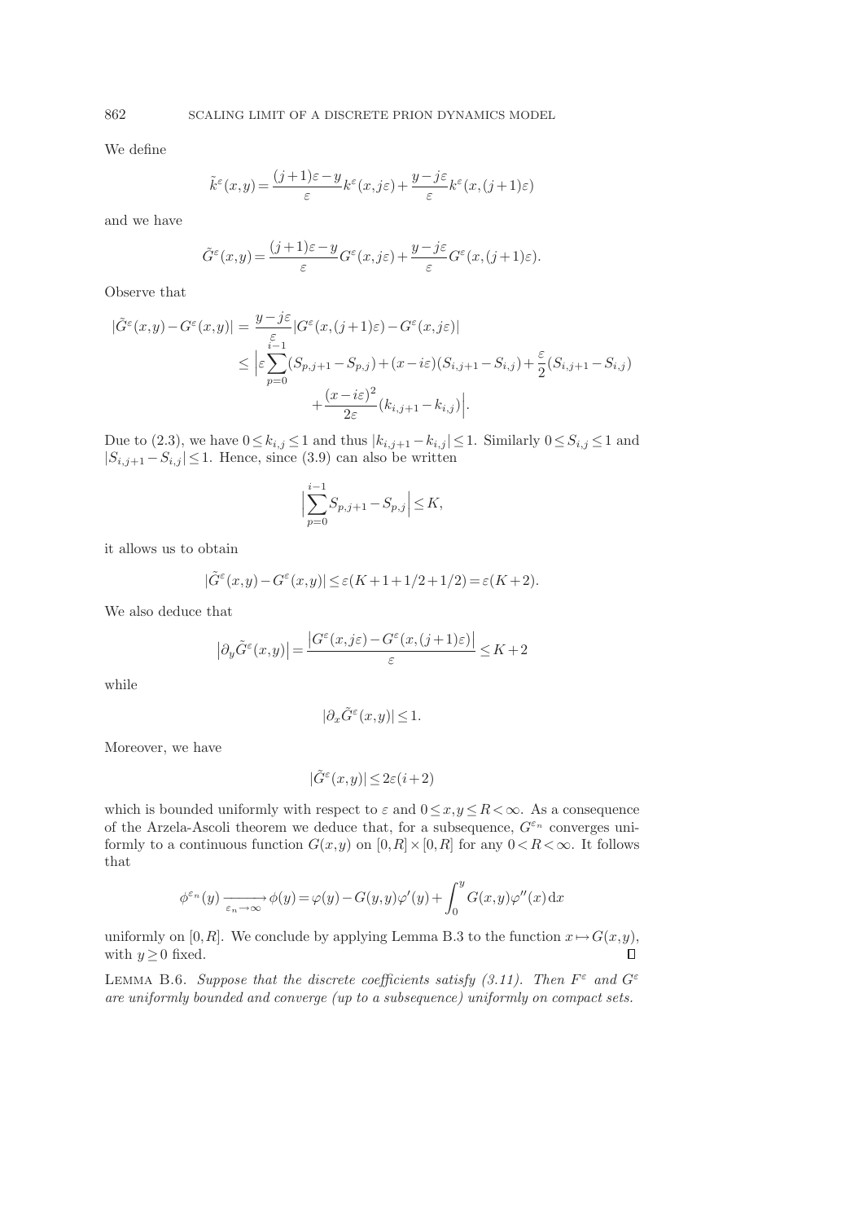We define

$$\tilde{k}^\varepsilon(x,y) = \frac{(j+1)\varepsilon - y}{\varepsilon} k^\varepsilon(x,j\varepsilon) + \frac{y-j\varepsilon}{\varepsilon} k^\varepsilon(x,(j+1)\varepsilon)$$

and we have

$$\tilde{G}^\varepsilon(x,y) = \frac{(j+1)\varepsilon - y}{\varepsilon} G^\varepsilon(x,j\varepsilon) + \frac{y-j\varepsilon}{\varepsilon} G^\varepsilon(x,(j+1)\varepsilon).$$

Observe that

$$\begin{aligned}
|\tilde{G}^\varepsilon(x,y) - G^\varepsilon(x,y)| &= \frac{y-j\varepsilon}{\varepsilon} |G^\varepsilon(x,(j+1)\varepsilon) - G^\varepsilon(x,j\varepsilon)| \\
&\leq \Big| \varepsilon \sum_{p=0}^{i-1} (S_{p,j+1} - S_{p,j}) + (x - i\varepsilon)(S_{i,j+1} - S_{i,j}) + \frac{\varepsilon}{2}(S_{i,j+1} - S_{i,j}) \\
&\qquad + \frac{(x-i\varepsilon)^2}{2\varepsilon}(k_{i,j+1} - k_{i,j}) \Big|.
\end{aligned}$$

Due to (2.3), we have $0 \leq k_{i,j} \leq 1$ and thus $|k_{i,j+1} - k_{i,j}| \leq 1$. Similarly $0 \leq S_{i,j} \leq 1$ and $|S_{i,j+1} - S_{i,j}| \leq 1$. Hence, since (3.9) can also be written

$$\Big| \sum_{p=0}^{i-1} S_{p,j+1} - S_{p,j} \Big| \leq K,$$

it allows us to obtain

$$|\tilde{G}^\varepsilon(x,y) - G^\varepsilon(x,y)| \leq \varepsilon(K + 1 + 1/2 + 1/2) = \varepsilon(K+2).$$

We also deduce that

$$\big|\partial_y \tilde{G}^\varepsilon(x,y)\big| = \frac{\big|G^\varepsilon(x,j\varepsilon) - G^\varepsilon(x,(j+1)\varepsilon)\big|}{\varepsilon} \leq K+2$$

while

$$|\partial_x \tilde{G}^\varepsilon(x,y)| \leq 1.$$

Moreover, we have

$$|\tilde{G}^\varepsilon(x,y)| \leq 2\varepsilon(i+2)$$

which is bounded uniformly with respect to $\varepsilon$ and $0 \leq x, y \leq R < \infty$. As a consequence of the Arzela-Ascoli theorem we deduce that, for a subsequence, $G^{\varepsilon_n}$ converges uniformly to a continuous function $G(x,y)$ on $[0,R] \times [0,R]$ for any $0 < R < \infty$. It follows that

$$\phi^{\varepsilon_n}(y) \xrightarrow[\varepsilon_n \to \infty]{} \phi(y) = \varphi(y) - G(y,y)\varphi'(y) + \int_0^y G(x,y)\varphi''(x)\,\mathrm{d}x$$

uniformly on $[0,R]$. We conclude by applying Lemma B.3 to the function $x \mapsto G(x,y)$, with $y \geq 0$ fixed. ∎

Lemma B.6. *Suppose that the discrete coefficients satisfy (3.11). Then $F^\varepsilon$ and $G^\varepsilon$ are uniformly bounded and converge (up to a subsequence) uniformly on compact sets.*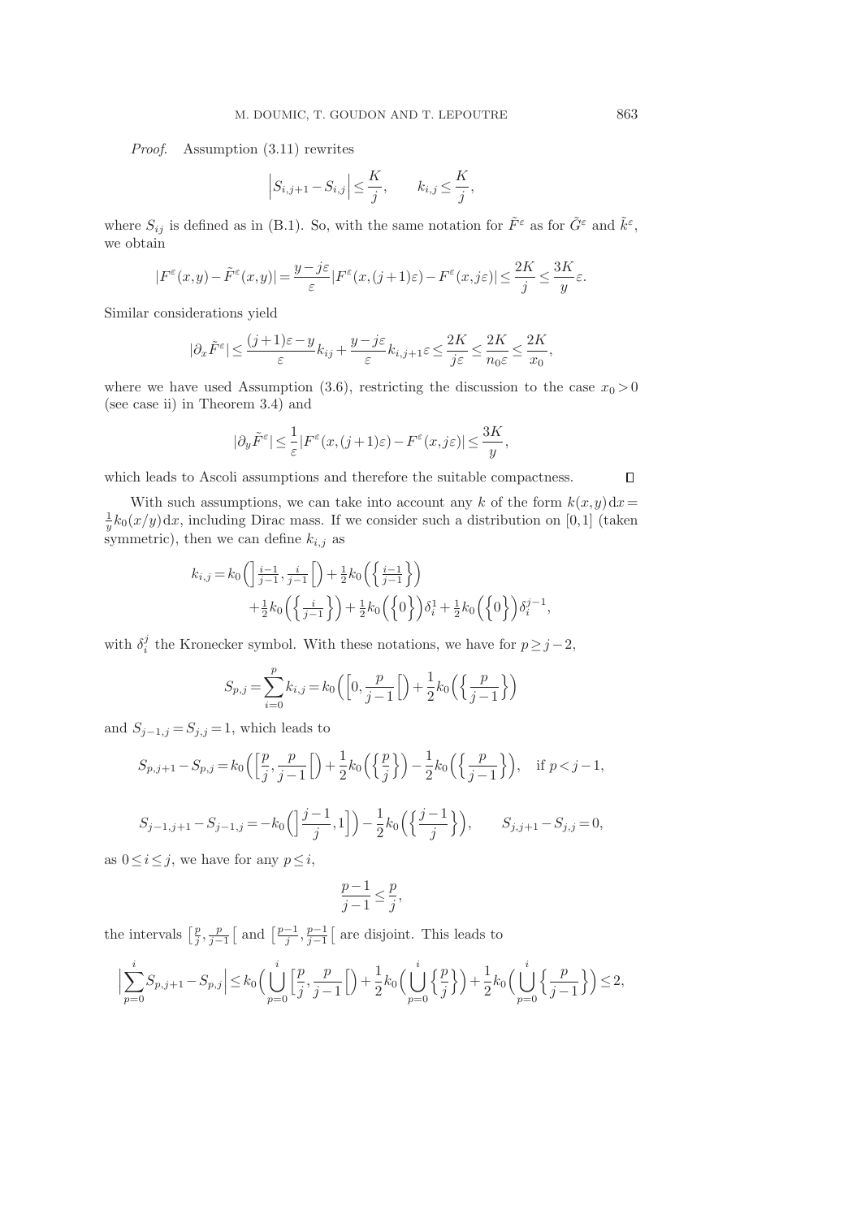*Proof.* Assumption (3.11) rewrites

$$\Big|S_{i,j+1}-S_{i,j}\Big|\leq \frac{K}{j}, \qquad k_{i,j}\leq \frac{K}{j},$$

where $S_{ij}$ is defined as in (B.1). So, with the same notation for $\tilde{F}^\varepsilon$ as for $\tilde{G}^\varepsilon$ and $\tilde{k}^\varepsilon$, we obtain

$$|F^\varepsilon(x,y)-\tilde{F}^\varepsilon(x,y)|=\frac{y-j\varepsilon}{\varepsilon}|F^\varepsilon(x,(j+1)\varepsilon)-F^\varepsilon(x,j\varepsilon)|\leq \frac{2K}{j}\leq \frac{3K}{y}\varepsilon.$$

Similar considerations yield

$$|\partial_x \tilde{F}^\varepsilon|\leq \frac{(j+1)\varepsilon-y}{\varepsilon}k_{ij}+\frac{y-j\varepsilon}{\varepsilon}k_{i,j+1}\varepsilon\leq \frac{2K}{j\varepsilon}\leq \frac{2K}{n_0\varepsilon}\leq \frac{2K}{x_0},$$

where we have used Assumption (3.6), restricting the discussion to the case $x_0>0$ (see case ii) in Theorem 3.4) and

$$|\partial_y \tilde{F}^\varepsilon|\leq \frac{1}{\varepsilon}|F^\varepsilon(x,(j+1)\varepsilon)-F^\varepsilon(x,j\varepsilon)|\leq \frac{3K}{y},$$

which leads to Ascoli assumptions and therefore the suitable compactness. ◻

With such assumptions, we can take into account any $k$ of the form $k(x,y)\,\mathrm{d}x=\frac{1}{y}k_0(x/y)\,\mathrm{d}x$, including Dirac mass. If we consider such a distribution on $[0,1]$ (taken symmetric), then we can define $k_{i,j}$ as

$$\begin{aligned} k_{i,j}=k_0\Big(\Big]\tfrac{i-1}{j-1},\tfrac{i}{j-1}\Big[\Big)+\tfrac{1}{2}k_0\Big(\Big\{\tfrac{i-1}{j-1}\Big\}\Big)\\ +\tfrac{1}{2}k_0\Big(\Big\{\tfrac{i}{j-1}\Big\}\Big)+\tfrac{1}{2}k_0\Big(\Big\{0\Big\}\Big)\delta_i^1+\tfrac{1}{2}k_0\Big(\Big\{0\Big\}\Big)\delta_i^{j-1}, \end{aligned}$$

with $\delta_i^j$ the Kronecker symbol. With these notations, we have for $p\geq j-2$,

$$S_{p,j}=\sum_{i=0}^{p}k_{i,j}=k_0\Big(\Big[0,\frac{p}{j-1}\Big[\Big)+\frac{1}{2}k_0\Big(\Big\{\frac{p}{j-1}\Big\}\Big)$$

and $S_{j-1,j}=S_{j,j}=1$, which leads to

$$S_{p,j+1}-S_{p,j}=k_0\Big(\Big[\frac{p}{j},\frac{p}{j-1}\Big[\Big)+\frac{1}{2}k_0\Big(\Big\{\frac{p}{j}\Big\}\Big)-\frac{1}{2}k_0\Big(\Big\{\frac{p}{j-1}\Big\}\Big), \quad \text{if } p<j-1,$$

$$S_{j-1,j+1}-S_{j-1,j}=-k_0\Big(\Big]\frac{j-1}{j},1\Big]\Big)-\frac{1}{2}k_0\Big(\Big\{\frac{j-1}{j}\Big\}\Big), \qquad S_{j,j+1}-S_{j,j}=0,$$

as $0\leq i\leq j$, we have for any $p\leq i$,

$$\frac{p-1}{j-1}\leq \frac{p}{j},$$

the intervals $\big[\frac{p}{j},\frac{p}{j-1}\big[$ and $\big[\frac{p-1}{j},\frac{p-1}{j-1}\big[$ are disjoint. This leads to

$$\Big|\sum_{p=0}^{i}S_{p,j+1}-S_{p,j}\Big|\leq k_0\Big(\bigcup_{p=0}^{i}\Big[\frac{p}{j},\frac{p}{j-1}\Big[\Big)+\frac{1}{2}k_0\Big(\bigcup_{p=0}^{i}\Big\{\frac{p}{j}\Big\}\Big)+\frac{1}{2}k_0\Big(\bigcup_{p=0}^{i}\Big\{\frac{p}{j-1}\Big\}\Big)\leq 2,$$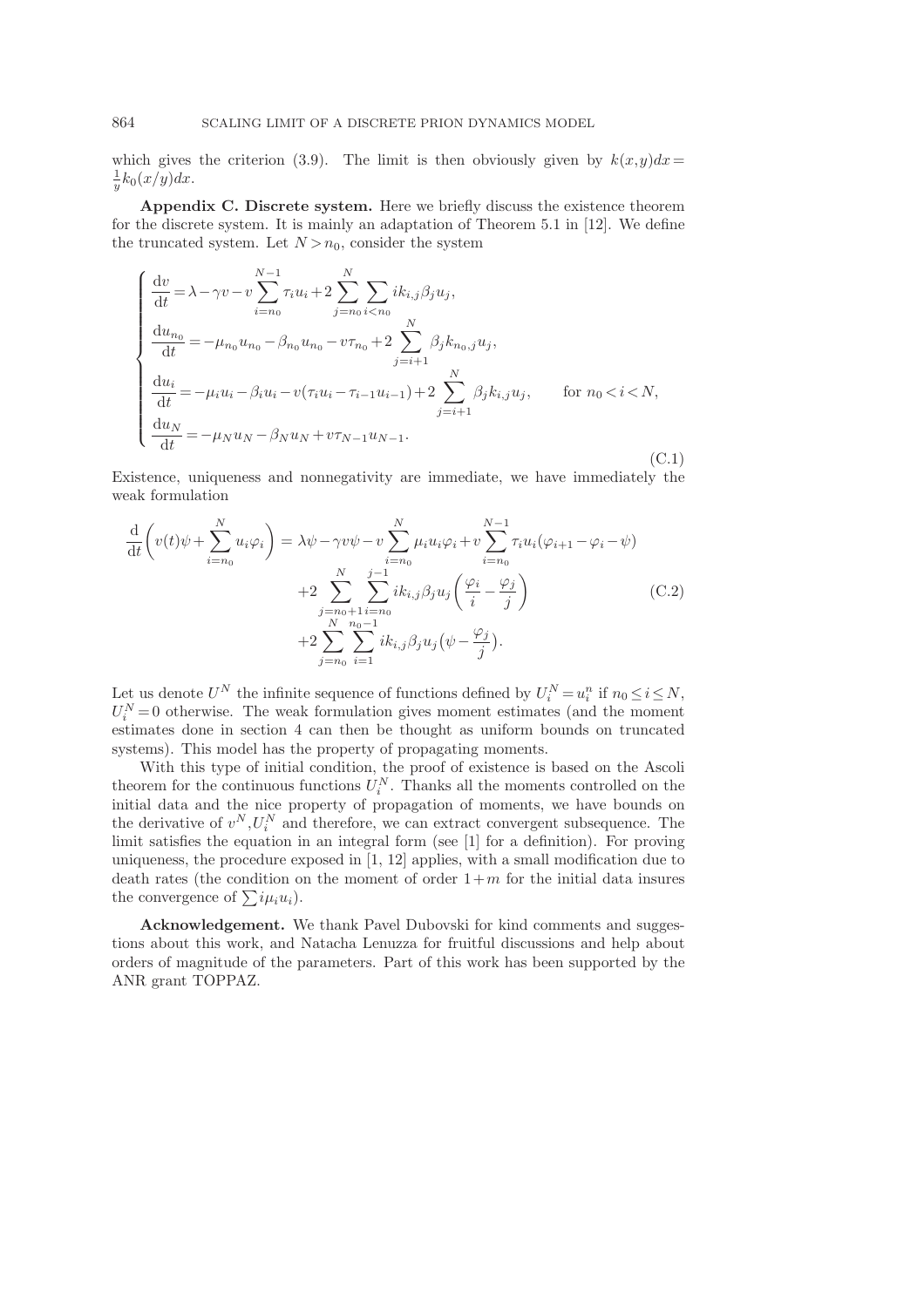which gives the criterion (3.9). The limit is then obviously given by $k(x,y)dx = \frac{1}{y}k_0(x/y)dx$.

**Appendix C. Discrete system.** Here we briefly discuss the existence theorem for the discrete system. It is mainly an adaptation of Theorem 5.1 in [12]. We define the truncated system. Let $N > n_0$, consider the system

$$
\begin{cases}
\dfrac{\mathrm{d}v}{\mathrm{d}t} = \lambda - \gamma v - v\displaystyle\sum_{i=n_0}^{N-1}\tau_i u_i + 2\sum_{j=n_0}^{N}\sum_{i<n_0} i k_{i,j}\beta_j u_j, \\
\dfrac{\mathrm{d}u_{n_0}}{\mathrm{d}t} = -\mu_{n_0}u_{n_0} - \beta_{n_0}u_{n_0} - v\tau_{n_0} + 2\displaystyle\sum_{j=i+1}^{N}\beta_j k_{n_0,j}u_j, \\
\dfrac{\mathrm{d}u_i}{\mathrm{d}t} = -\mu_i u_i - \beta_i u_i - v(\tau_i u_i - \tau_{i-1}u_{i-1}) + 2\displaystyle\sum_{j=i+1}^{N}\beta_j k_{i,j}u_j, \qquad \text{for } n_0 < i < N, \\
\dfrac{\mathrm{d}u_N}{\mathrm{d}t} = -\mu_N u_N - \beta_N u_N + v\tau_{N-1}u_{N-1}.
\end{cases}
\tag{C.1}
$$

Existence, uniqueness and nonnegativity are immediate, we have immediately the weak formulation

$$
\begin{aligned}
\frac{\mathrm{d}}{\mathrm{d}t}\left(v(t)\psi + \sum_{i=n_0}^{N} u_i\varphi_i\right) = {}& \lambda\psi - \gamma v\psi - v\sum_{i=n_0}^{N}\mu_i u_i\varphi_i + v\sum_{i=n_0}^{N-1}\tau_i u_i(\varphi_{i+1} - \varphi_i - \psi) \\
&+ 2\sum_{j=n_0+1}^{N}\sum_{i=n_0}^{j-1} i k_{i,j}\beta_j u_j\left(\frac{\varphi_i}{i} - \frac{\varphi_j}{j}\right) \\
&+ 2\sum_{j=n_0}^{N}\sum_{i=1}^{n_0-1} i k_{i,j}\beta_j u_j\big(\psi - \frac{\varphi_j}{j}\big).
\end{aligned}
\tag{C.2}
$$

Let us denote $U^N$ the infinite sequence of functions defined by $U_i^N = u_i^n$ if $n_0 \le i \le N$, $U_i^N = 0$ otherwise. The weak formulation gives moment estimates (and the moment estimates done in section 4 can then be thought as uniform bounds on truncated systems). This model has the property of propagating moments.

With this type of initial condition, the proof of existence is based on the Ascoli theorem for the continuous functions $U_i^N$. Thanks all the moments controlled on the initial data and the nice property of propagation of moments, we have bounds on the derivative of $v^N, U_i^N$ and therefore, we can extract convergent subsequence. The limit satisfies the equation in an integral form (see [1] for a definition). For proving uniqueness, the procedure exposed in [1, 12] applies, with a small modification due to death rates (the condition on the moment of order $1+m$ for the initial data insures the convergence of $\sum i\mu_i u_i$).

**Acknowledgement.** We thank Pavel Dubovski for kind comments and suggestions about this work, and Natacha Lenuzza for fruitful discussions and help about orders of magnitude of the parameters. Part of this work has been supported by the ANR grant TOPPAZ.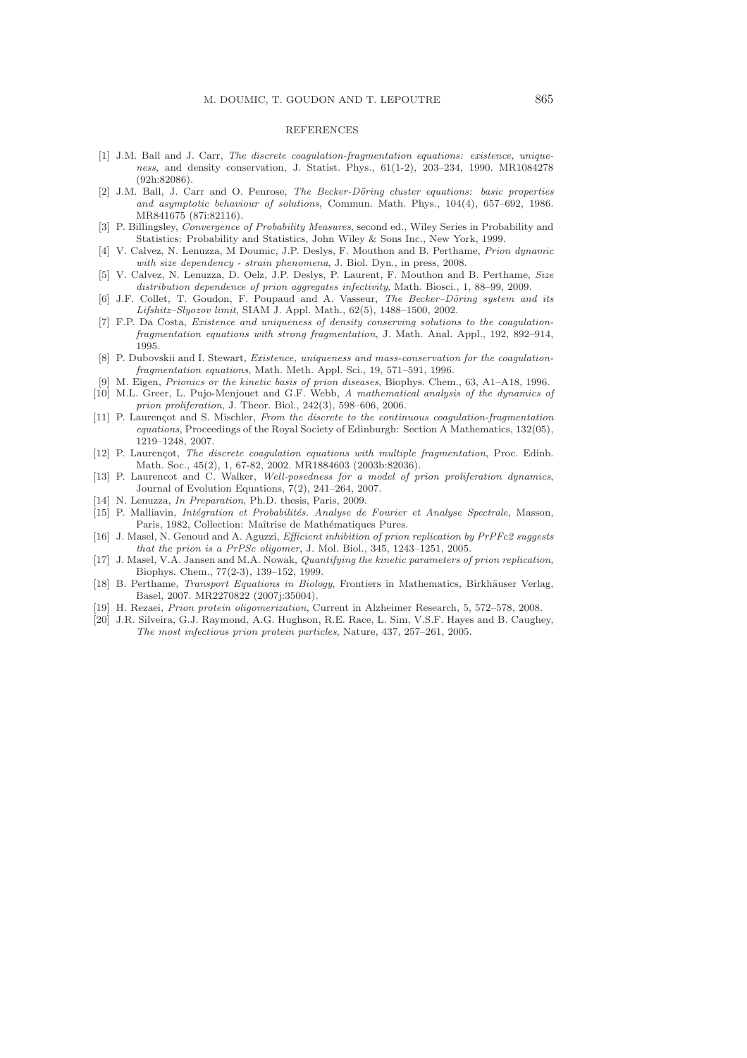## REFERENCES

[1] J.M. Ball and J. Carr, *The discrete coagulation-fragmentation equations: existence, uniqueness*, and density conservation, J. Statist. Phys., 61(1-2), 203–234, 1990. MR1084278 (92h:82086).

[2] J.M. Ball, J. Carr and O. Penrose, *The Becker-Döring cluster equations: basic properties and asymptotic behaviour of solutions*, Commun. Math. Phys., 104(4), 657–692, 1986. MR841675 (87i:82116).

[3] P. Billingsley, *Convergence of Probability Measures*, second ed., Wiley Series in Probability and Statistics: Probability and Statistics, John Wiley & Sons Inc., New York, 1999.

[4] V. Calvez, N. Lenuzza, M Doumic, J.P. Deslys, F. Mouthon and B. Perthame, *Prion dynamic with size dependency - strain phenomena*, J. Biol. Dyn., in press, 2008.

[5] V. Calvez, N. Lenuzza, D. Oelz, J.P. Deslys, P. Laurent, F. Mouthon and B. Perthame, *Size distribution dependence of prion aggregates infectivity*, Math. Biosci., 1, 88–99, 2009.

[6] J.F. Collet, T. Goudon, F. Poupaud and A. Vasseur, *The Becker–Döring system and its Lifshitz–Slyozov limit*, SIAM J. Appl. Math., 62(5), 1488–1500, 2002.

[7] F.P. Da Costa, *Existence and uniqueness of density conserving solutions to the coagulation-fragmentation equations with strong fragmentation*, J. Math. Anal. Appl., 192, 892–914, 1995.

[8] P. Dubovskii and I. Stewart, *Existence, uniqueness and mass-conservation for the coagulation-fragmentation equations*, Math. Meth. Appl. Sci., 19, 571–591, 1996.

[9] M. Eigen, *Prionics or the kinetic basis of prion diseases*, Biophys. Chem., 63, A1–A18, 1996.

[10] M.L. Greer, L. Pujo-Menjouet and G.F. Webb, *A mathematical analysis of the dynamics of prion proliferation*, J. Theor. Biol., 242(3), 598–606, 2006.

[11] P. Laurençot and S. Mischler, *From the discrete to the continuous coagulation-fragmentation equations*, Proceedings of the Royal Society of Edinburgh: Section A Mathematics, 132(05), 1219–1248, 2007.

[12] P. Laurençot, *The discrete coagulation equations with multiple fragmentation*, Proc. Edinb. Math. Soc., 45(2), 1, 67-82, 2002. MR1884603 (2003b:82036).

[13] P. Laurencot and C. Walker, *Well-posedness for a model of prion proliferation dynamics*, Journal of Evolution Equations, 7(2), 241–264, 2007.

[14] N. Lenuzza, *In Preparation*, Ph.D. thesis, Paris, 2009.

[15] P. Malliavin, *Intégration et Probabilités. Analyse de Fourier et Analyse Spectrale*, Masson, Paris, 1982, Collection: Maîtrise de Mathématiques Pures.

[16] J. Masel, N. Genoud and A. Aguzzi, *Efficient inhibition of prion replication by PrPFc2 suggests that the prion is a PrPSc oligomer*, J. Mol. Biol., 345, 1243–1251, 2005.

[17] J. Masel, V.A. Jansen and M.A. Nowak, *Quantifying the kinetic parameters of prion replication*, Biophys. Chem., 77(2-3), 139–152, 1999.

[18] B. Perthame, *Transport Equations in Biology*, Frontiers in Mathematics, Birkhäuser Verlag, Basel, 2007. MR2270822 (2007j:35004).

[19] H. Rezaei, *Prion protein oligomerization*, Current in Alzheimer Research, 5, 572–578, 2008.

[20] J.R. Silveira, G.J. Raymond, A.G. Hughson, R.E. Race, L. Sim, V.S.F. Hayes and B. Caughey, *The most infectious prion protein particles*, Nature, 437, 257–261, 2005.